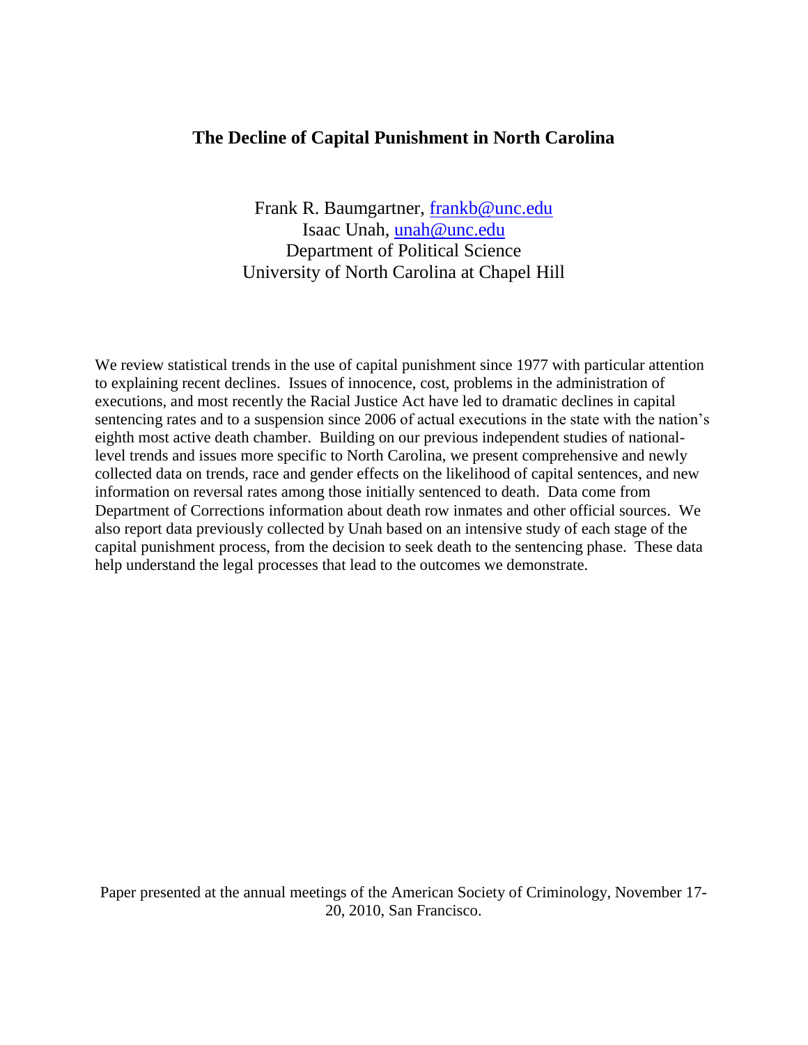# The Decline of Capital Punishment in North Carolina

Frank R. Baumgartner, frankb@unc.edu
Isaac Unah, unah@unc.edu
Department of Political Science
University of North Carolina at Chapel Hill

We review statistical trends in the use of capital punishment since 1977 with particular attention to explaining recent declines. Issues of innocence, cost, problems in the administration of executions, and most recently the Racial Justice Act have led to dramatic declines in capital sentencing rates and to a suspension since 2006 of actual executions in the state with the nation's eighth most active death chamber. Building on our previous independent studies of national-level trends and issues more specific to North Carolina, we present comprehensive and newly collected data on trends, race and gender effects on the likelihood of capital sentences, and new information on reversal rates among those initially sentenced to death. Data come from Department of Corrections information about death row inmates and other official sources. We also report data previously collected by Unah based on an intensive study of each stage of the capital punishment process, from the decision to seek death to the sentencing phase. These data help understand the legal processes that lead to the outcomes we demonstrate.

Paper presented at the annual meetings of the American Society of Criminology, November 17-20, 2010, San Francisco.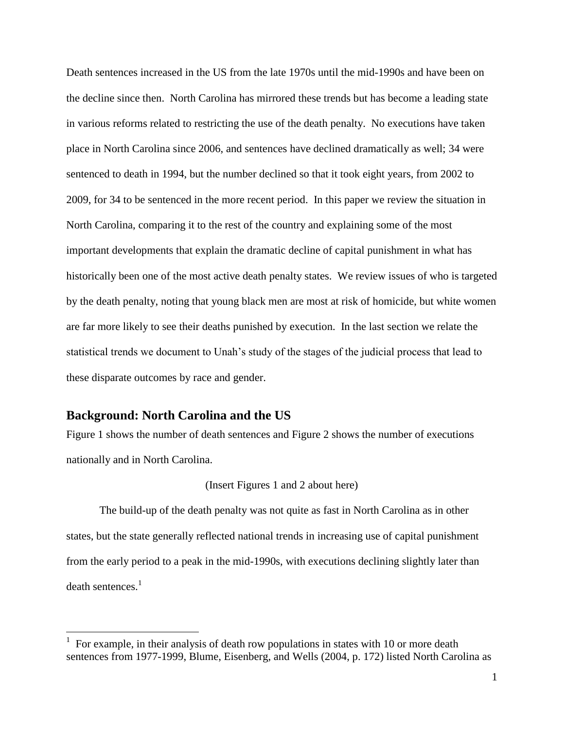Death sentences increased in the US from the late 1970s until the mid-1990s and have been on the decline since then. North Carolina has mirrored these trends but has become a leading state in various reforms related to restricting the use of the death penalty. No executions have taken place in North Carolina since 2006, and sentences have declined dramatically as well; 34 were sentenced to death in 1994, but the number declined so that it took eight years, from 2002 to 2009, for 34 to be sentenced in the more recent period. In this paper we review the situation in North Carolina, comparing it to the rest of the country and explaining some of the most important developments that explain the dramatic decline of capital punishment in what has historically been one of the most active death penalty states. We review issues of who is targeted by the death penalty, noting that young black men are most at risk of homicide, but white women are far more likely to see their deaths punished by execution. In the last section we relate the statistical trends we document to Unah's study of the stages of the judicial process that lead to these disparate outcomes by race and gender.

## Background: North Carolina and the US

Figure 1 shows the number of death sentences and Figure 2 shows the number of executions nationally and in North Carolina.

(Insert Figures 1 and 2 about here)

The build-up of the death penalty was not quite as fast in North Carolina as in other states, but the state generally reflected national trends in increasing use of capital punishment from the early period to a peak in the mid-1990s, with executions declining slightly later than death sentences.[1]

[1] For example, in their analysis of death row populations in states with 10 or more death sentences from 1977-1999, Blume, Eisenberg, and Wells (2004, p. 172) listed North Carolina as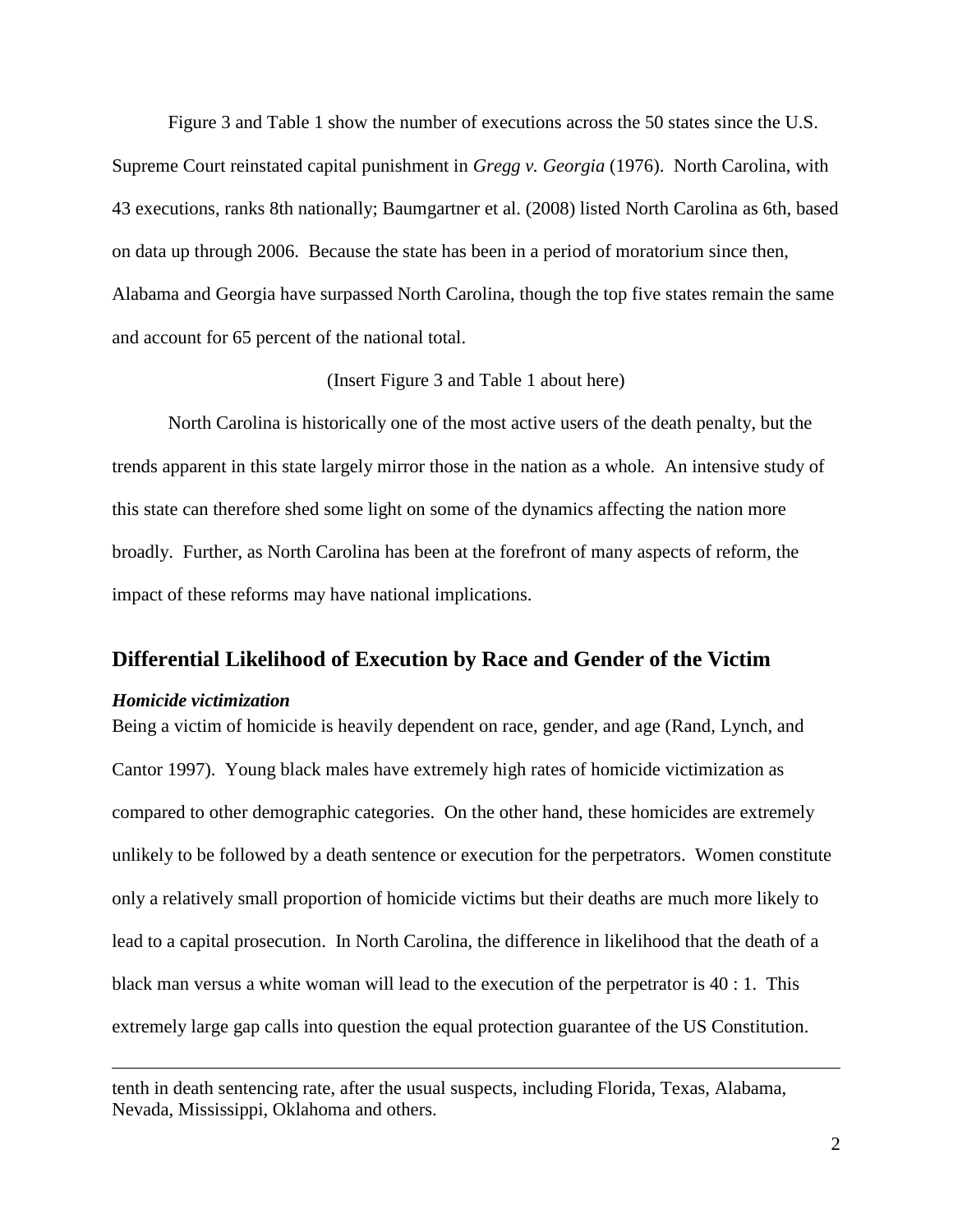Figure 3 and Table 1 show the number of executions across the 50 states since the U.S. Supreme Court reinstated capital punishment in *Gregg v. Georgia* (1976). North Carolina, with 43 executions, ranks 8th nationally; Baumgartner et al. (2008) listed North Carolina as 6th, based on data up through 2006. Because the state has been in a period of moratorium since then, Alabama and Georgia have surpassed North Carolina, though the top five states remain the same and account for 65 percent of the national total.

(Insert Figure 3 and Table 1 about here)

North Carolina is historically one of the most active users of the death penalty, but the trends apparent in this state largely mirror those in the nation as a whole. An intensive study of this state can therefore shed some light on some of the dynamics affecting the nation more broadly. Further, as North Carolina has been at the forefront of many aspects of reform, the impact of these reforms may have national implications.

## Differential Likelihood of Execution by Race and Gender of the Victim

### *Homicide victimization*

Being a victim of homicide is heavily dependent on race, gender, and age (Rand, Lynch, and Cantor 1997). Young black males have extremely high rates of homicide victimization as compared to other demographic categories. On the other hand, these homicides are extremely unlikely to be followed by a death sentence or execution for the perpetrators. Women constitute only a relatively small proportion of homicide victims but their deaths are much more likely to lead to a capital prosecution. In North Carolina, the difference in likelihood that the death of a black man versus a white woman will lead to the execution of the perpetrator is 40 : 1. This extremely large gap calls into question the equal protection guarantee of the US Constitution.

---

tenth in death sentencing rate, after the usual suspects, including Florida, Texas, Alabama, Nevada, Mississippi, Oklahoma and others.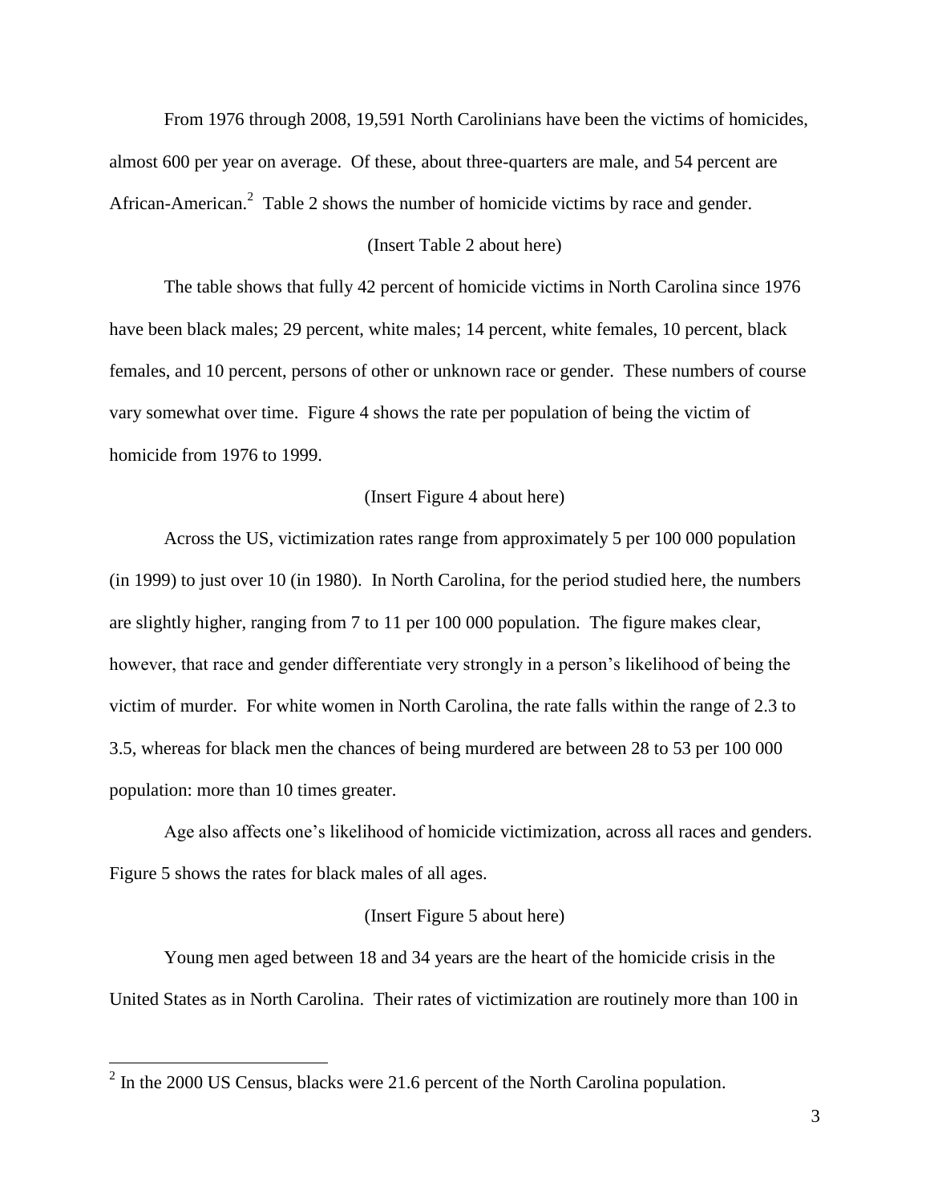From 1976 through 2008, 19,591 North Carolinians have been the victims of homicides, almost 600 per year on average. Of these, about three-quarters are male, and 54 percent are African-American.[2] Table 2 shows the number of homicide victims by race and gender.

(Insert Table 2 about here)

The table shows that fully 42 percent of homicide victims in North Carolina since 1976 have been black males; 29 percent, white males; 14 percent, white females, 10 percent, black females, and 10 percent, persons of other or unknown race or gender. These numbers of course vary somewhat over time. Figure 4 shows the rate per population of being the victim of homicide from 1976 to 1999.

(Insert Figure 4 about here)

Across the US, victimization rates range from approximately 5 per 100 000 population (in 1999) to just over 10 (in 1980). In North Carolina, for the period studied here, the numbers are slightly higher, ranging from 7 to 11 per 100 000 population. The figure makes clear, however, that race and gender differentiate very strongly in a person's likelihood of being the victim of murder. For white women in North Carolina, the rate falls within the range of 2.3 to 3.5, whereas for black men the chances of being murdered are between 28 to 53 per 100 000 population: more than 10 times greater.

Age also affects one's likelihood of homicide victimization, across all races and genders. Figure 5 shows the rates for black males of all ages.

(Insert Figure 5 about here)

Young men aged between 18 and 34 years are the heart of the homicide crisis in the United States as in North Carolina. Their rates of victimization are routinely more than 100 in

[2] In the 2000 US Census, blacks were 21.6 percent of the North Carolina population.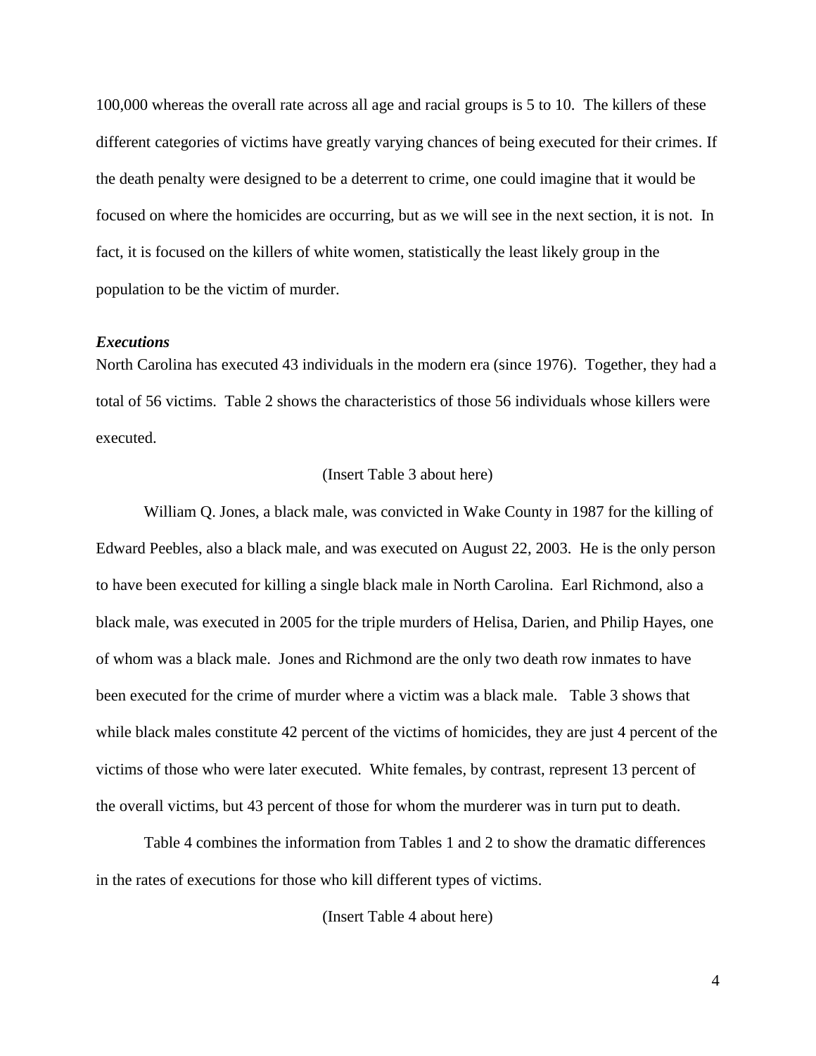100,000 whereas the overall rate across all age and racial groups is 5 to 10. The killers of these different categories of victims have greatly varying chances of being executed for their crimes. If the death penalty were designed to be a deterrent to crime, one could imagine that it would be focused on where the homicides are occurring, but as we will see in the next section, it is not. In fact, it is focused on the killers of white women, statistically the least likely group in the population to be the victim of murder.

***Executions***

North Carolina has executed 43 individuals in the modern era (since 1976). Together, they had a total of 56 victims. Table 2 shows the characteristics of those 56 individuals whose killers were executed.

(Insert Table 3 about here)

William Q. Jones, a black male, was convicted in Wake County in 1987 for the killing of Edward Peebles, also a black male, and was executed on August 22, 2003. He is the only person to have been executed for killing a single black male in North Carolina. Earl Richmond, also a black male, was executed in 2005 for the triple murders of Helisa, Darien, and Philip Hayes, one of whom was a black male. Jones and Richmond are the only two death row inmates to have been executed for the crime of murder where a victim was a black male. Table 3 shows that while black males constitute 42 percent of the victims of homicides, they are just 4 percent of the victims of those who were later executed. White females, by contrast, represent 13 percent of the overall victims, but 43 percent of those for whom the murderer was in turn put to death.

Table 4 combines the information from Tables 1 and 2 to show the dramatic differences in the rates of executions for those who kill different types of victims.

(Insert Table 4 about here)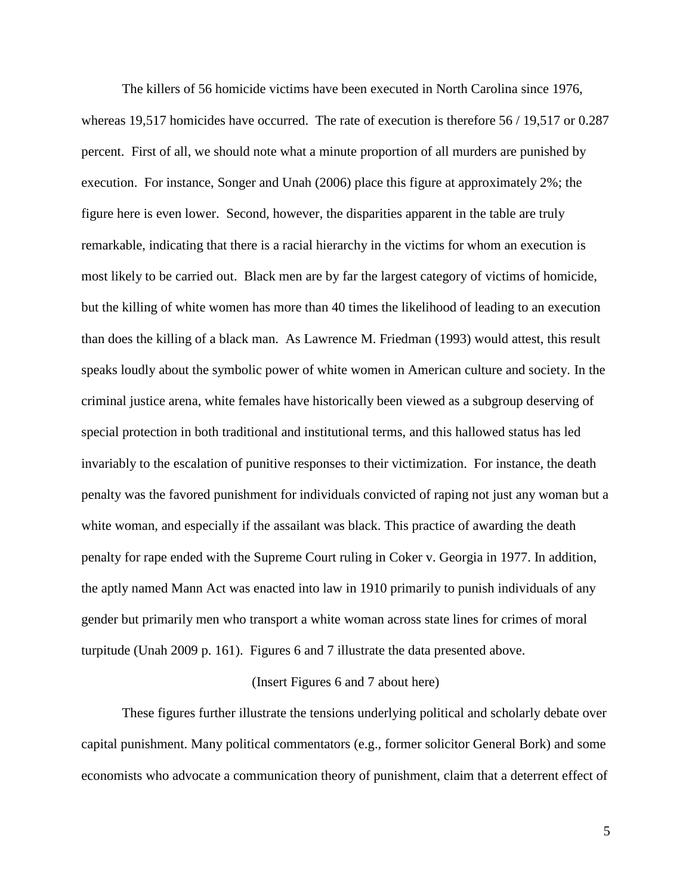The killers of 56 homicide victims have been executed in North Carolina since 1976, whereas 19,517 homicides have occurred. The rate of execution is therefore 56 / 19,517 or 0.287 percent. First of all, we should note what a minute proportion of all murders are punished by execution. For instance, Songer and Unah (2006) place this figure at approximately 2%; the figure here is even lower. Second, however, the disparities apparent in the table are truly remarkable, indicating that there is a racial hierarchy in the victims for whom an execution is most likely to be carried out. Black men are by far the largest category of victims of homicide, but the killing of white women has more than 40 times the likelihood of leading to an execution than does the killing of a black man. As Lawrence M. Friedman (1993) would attest, this result speaks loudly about the symbolic power of white women in American culture and society. In the criminal justice arena, white females have historically been viewed as a subgroup deserving of special protection in both traditional and institutional terms, and this hallowed status has led invariably to the escalation of punitive responses to their victimization. For instance, the death penalty was the favored punishment for individuals convicted of raping not just any woman but a white woman, and especially if the assailant was black. This practice of awarding the death penalty for rape ended with the Supreme Court ruling in Coker v. Georgia in 1977. In addition, the aptly named Mann Act was enacted into law in 1910 primarily to punish individuals of any gender but primarily men who transport a white woman across state lines for crimes of moral turpitude (Unah 2009 p. 161). Figures 6 and 7 illustrate the data presented above.

(Insert Figures 6 and 7 about here)

These figures further illustrate the tensions underlying political and scholarly debate over capital punishment. Many political commentators (e.g., former solicitor General Bork) and some economists who advocate a communication theory of punishment, claim that a deterrent effect of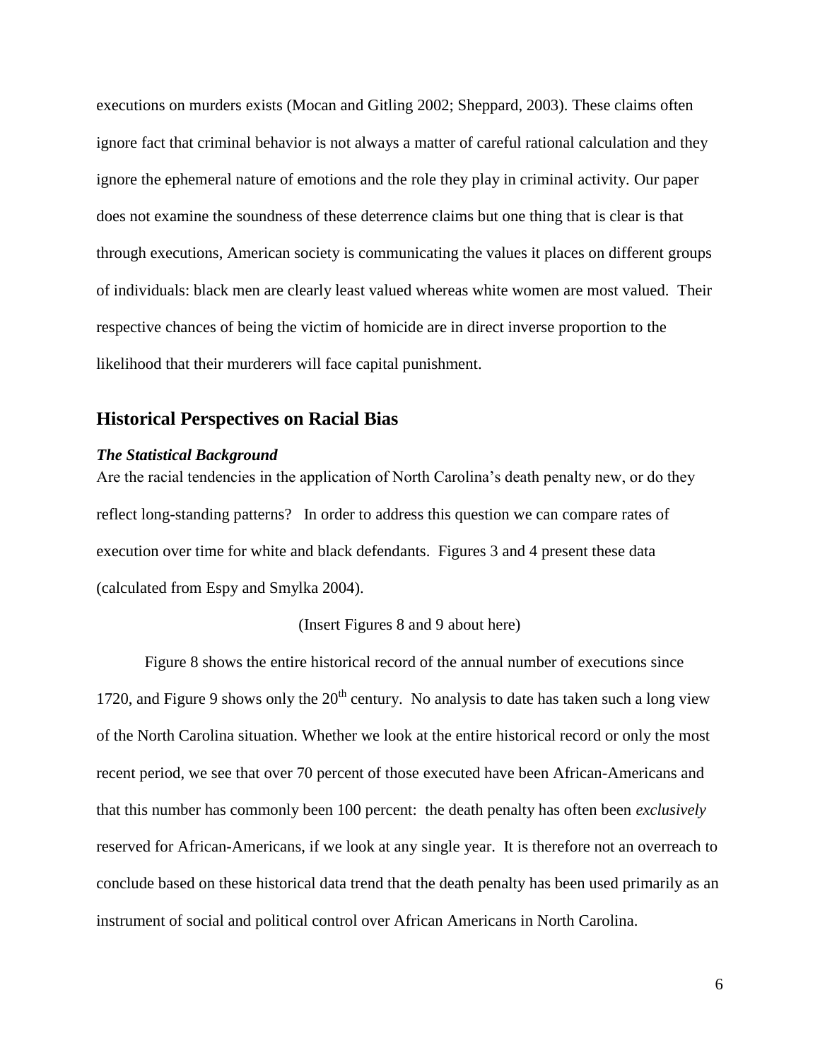executions on murders exists (Mocan and Gitling 2002; Sheppard, 2003). These claims often ignore fact that criminal behavior is not always a matter of careful rational calculation and they ignore the ephemeral nature of emotions and the role they play in criminal activity. Our paper does not examine the soundness of these deterrence claims but one thing that is clear is that through executions, American society is communicating the values it places on different groups of individuals: black men are clearly least valued whereas white women are most valued. Their respective chances of being the victim of homicide are in direct inverse proportion to the likelihood that their murderers will face capital punishment.

## Historical Perspectives on Racial Bias

### *The Statistical Background*

Are the racial tendencies in the application of North Carolina's death penalty new, or do they reflect long-standing patterns? In order to address this question we can compare rates of execution over time for white and black defendants. Figures 3 and 4 present these data (calculated from Espy and Smylka 2004).

(Insert Figures 8 and 9 about here)

Figure 8 shows the entire historical record of the annual number of executions since 1720, and Figure 9 shows only the 20th century. No analysis to date has taken such a long view of the North Carolina situation. Whether we look at the entire historical record or only the most recent period, we see that over 70 percent of those executed have been African-Americans and that this number has commonly been 100 percent: the death penalty has often been *exclusively* reserved for African-Americans, if we look at any single year. It is therefore not an overreach to conclude based on these historical data trend that the death penalty has been used primarily as an instrument of social and political control over African Americans in North Carolina.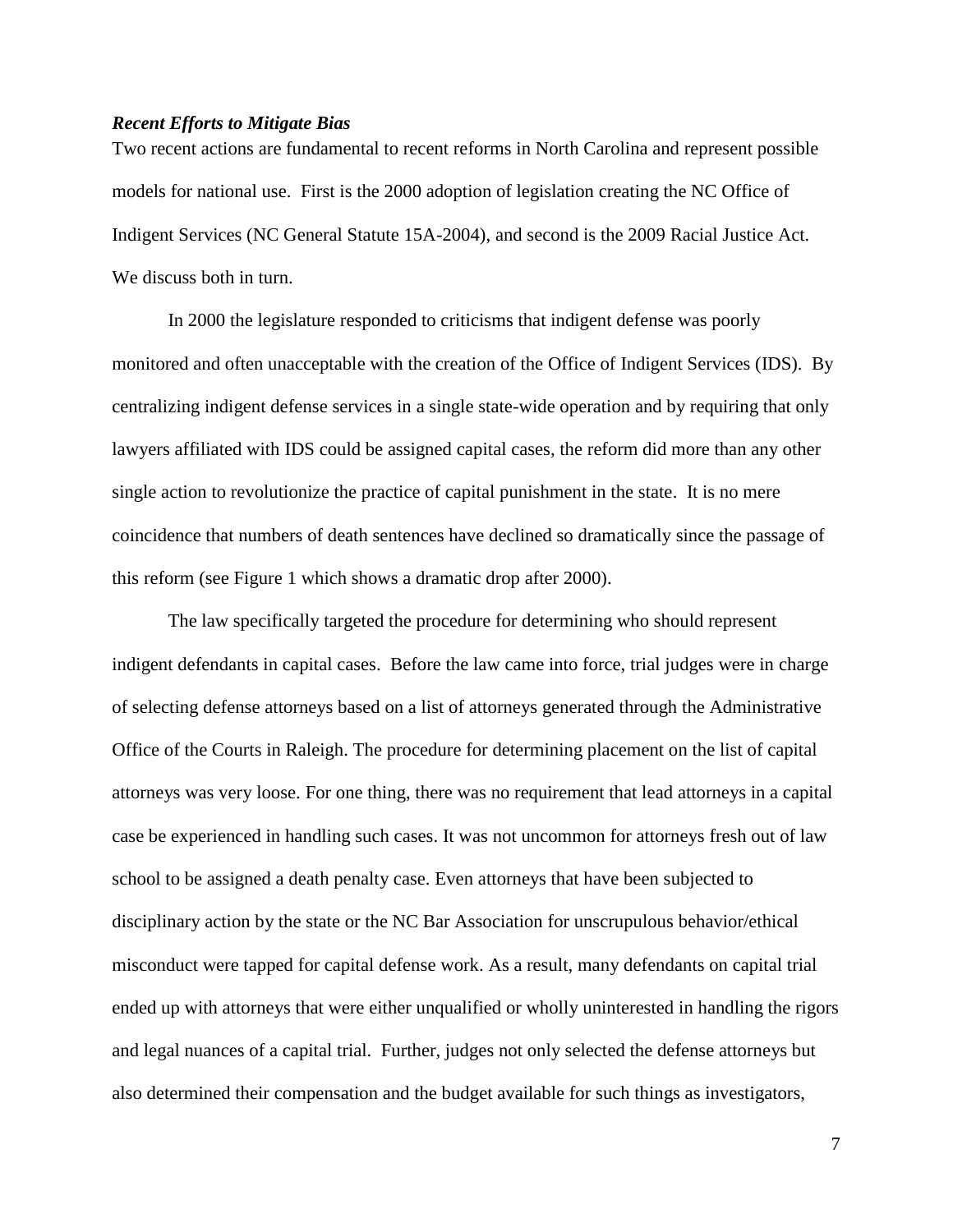### *Recent Efforts to Mitigate Bias*

Two recent actions are fundamental to recent reforms in North Carolina and represent possible models for national use. First is the 2000 adoption of legislation creating the NC Office of Indigent Services (NC General Statute 15A-2004), and second is the 2009 Racial Justice Act. We discuss both in turn.

In 2000 the legislature responded to criticisms that indigent defense was poorly monitored and often unacceptable with the creation of the Office of Indigent Services (IDS). By centralizing indigent defense services in a single state-wide operation and by requiring that only lawyers affiliated with IDS could be assigned capital cases, the reform did more than any other single action to revolutionize the practice of capital punishment in the state. It is no mere coincidence that numbers of death sentences have declined so dramatically since the passage of this reform (see Figure 1 which shows a dramatic drop after 2000).

The law specifically targeted the procedure for determining who should represent indigent defendants in capital cases. Before the law came into force, trial judges were in charge of selecting defense attorneys based on a list of attorneys generated through the Administrative Office of the Courts in Raleigh. The procedure for determining placement on the list of capital attorneys was very loose. For one thing, there was no requirement that lead attorneys in a capital case be experienced in handling such cases. It was not uncommon for attorneys fresh out of law school to be assigned a death penalty case. Even attorneys that have been subjected to disciplinary action by the state or the NC Bar Association for unscrupulous behavior/ethical misconduct were tapped for capital defense work. As a result, many defendants on capital trial ended up with attorneys that were either unqualified or wholly uninterested in handling the rigors and legal nuances of a capital trial. Further, judges not only selected the defense attorneys but also determined their compensation and the budget available for such things as investigators,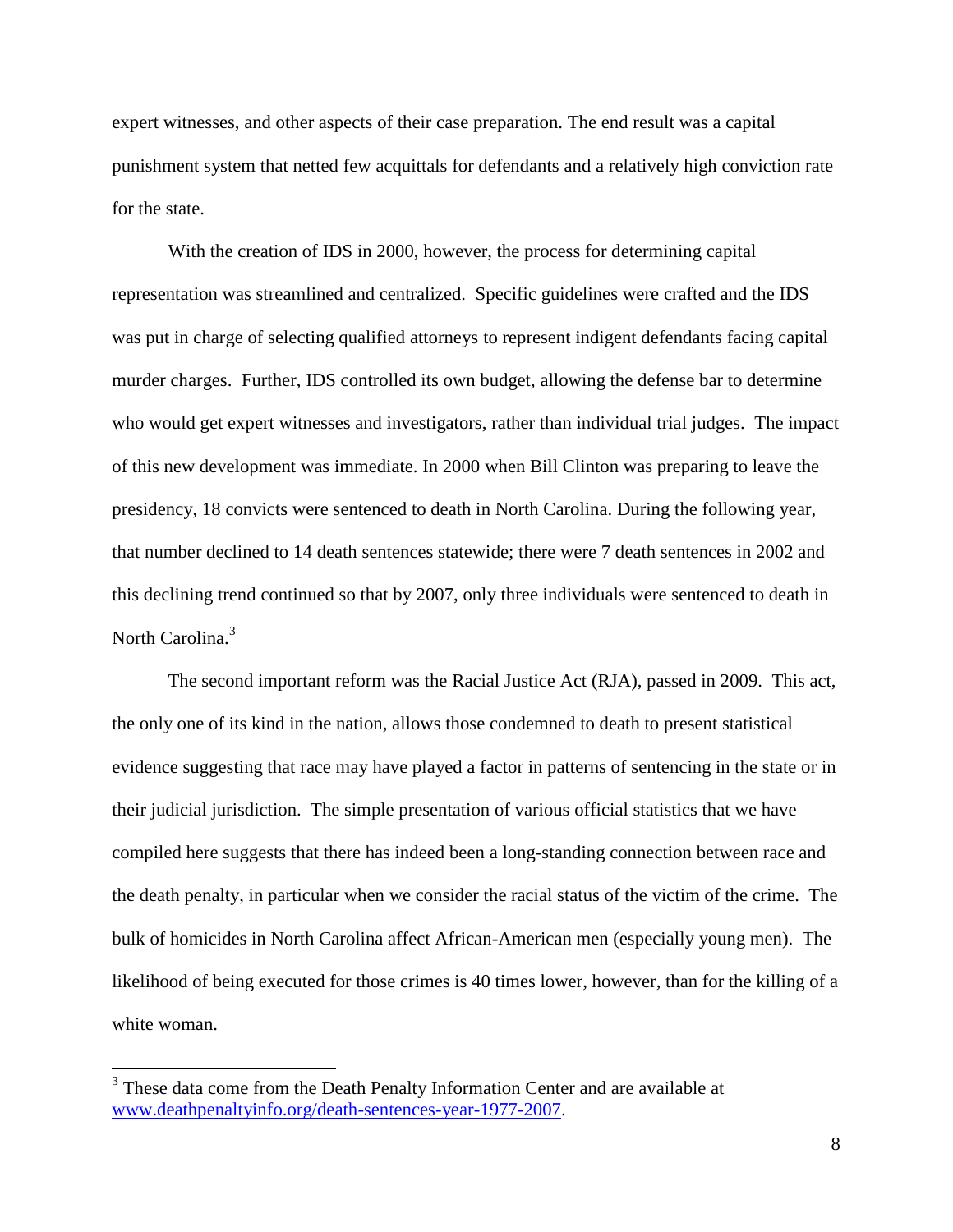expert witnesses, and other aspects of their case preparation. The end result was a capital punishment system that netted few acquittals for defendants and a relatively high conviction rate for the state.

With the creation of IDS in 2000, however, the process for determining capital representation was streamlined and centralized. Specific guidelines were crafted and the IDS was put in charge of selecting qualified attorneys to represent indigent defendants facing capital murder charges. Further, IDS controlled its own budget, allowing the defense bar to determine who would get expert witnesses and investigators, rather than individual trial judges. The impact of this new development was immediate. In 2000 when Bill Clinton was preparing to leave the presidency, 18 convicts were sentenced to death in North Carolina. During the following year, that number declined to 14 death sentences statewide; there were 7 death sentences in 2002 and this declining trend continued so that by 2007, only three individuals were sentenced to death in North Carolina.[3]

The second important reform was the Racial Justice Act (RJA), passed in 2009. This act, the only one of its kind in the nation, allows those condemned to death to present statistical evidence suggesting that race may have played a factor in patterns of sentencing in the state or in their judicial jurisdiction. The simple presentation of various official statistics that we have compiled here suggests that there has indeed been a long-standing connection between race and the death penalty, in particular when we consider the racial status of the victim of the crime. The bulk of homicides in North Carolina affect African-American men (especially young men). The likelihood of being executed for those crimes is 40 times lower, however, than for the killing of a white woman.

---

[3] These data come from the Death Penalty Information Center and are available at www.deathpenaltyinfo.org/death-sentences-year-1977-2007.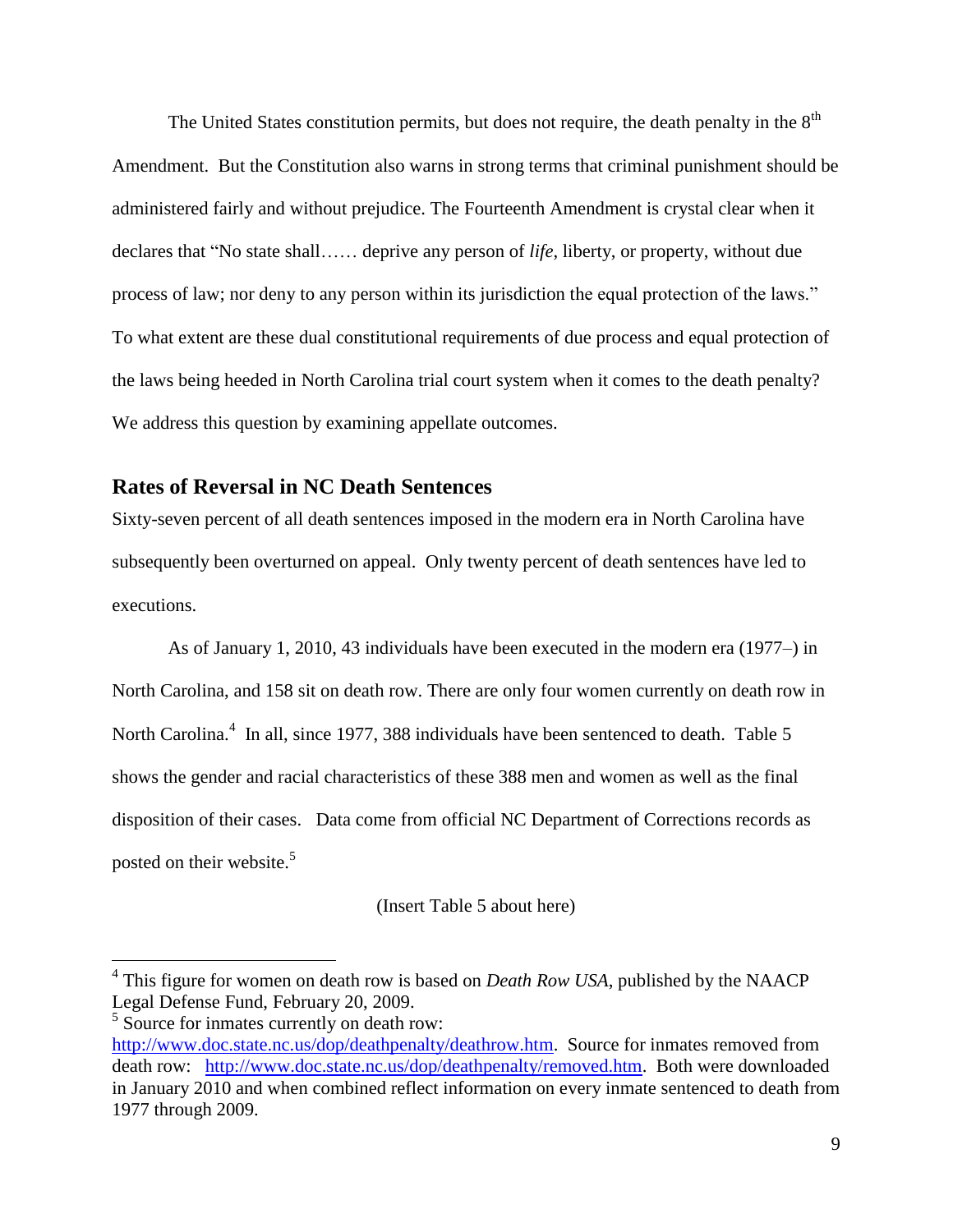The United States constitution permits, but does not require, the death penalty in the 8th Amendment. But the Constitution also warns in strong terms that criminal punishment should be administered fairly and without prejudice. The Fourteenth Amendment is crystal clear when it declares that "No state shall…… deprive any person of *life*, liberty, or property, without due process of law; nor deny to any person within its jurisdiction the equal protection of the laws." To what extent are these dual constitutional requirements of due process and equal protection of the laws being heeded in North Carolina trial court system when it comes to the death penalty? We address this question by examining appellate outcomes.

## Rates of Reversal in NC Death Sentences

Sixty-seven percent of all death sentences imposed in the modern era in North Carolina have subsequently been overturned on appeal. Only twenty percent of death sentences have led to executions.

As of January 1, 2010, 43 individuals have been executed in the modern era (1977–) in North Carolina, and 158 sit on death row. There are only four women currently on death row in North Carolina.[4] In all, since 1977, 388 individuals have been sentenced to death. Table 5 shows the gender and racial characteristics of these 388 men and women as well as the final disposition of their cases. Data come from official NC Department of Corrections records as posted on their website.[5]

(Insert Table 5 about here)

---

[4] This figure for women on death row is based on *Death Row USA*, published by the NAACP Legal Defense Fund, February 20, 2009.

[5] Source for inmates currently on death row: http://www.doc.state.nc.us/dop/deathpenalty/deathrow.htm. Source for inmates removed from death row: http://www.doc.state.nc.us/dop/deathpenalty/removed.htm. Both were downloaded in January 2010 and when combined reflect information on every inmate sentenced to death from 1977 through 2009.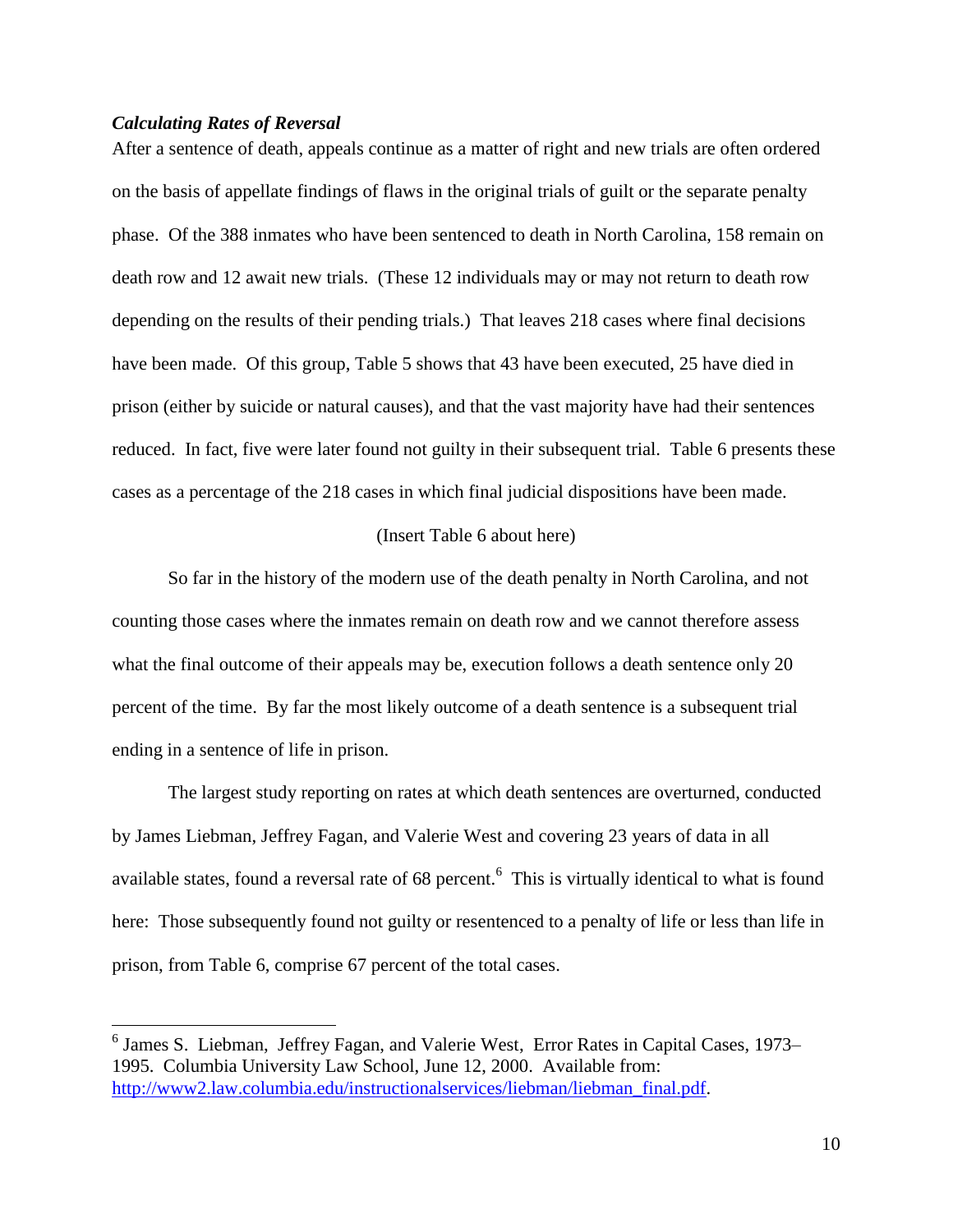### *Calculating Rates of Reversal*

After a sentence of death, appeals continue as a matter of right and new trials are often ordered on the basis of appellate findings of flaws in the original trials of guilt or the separate penalty phase. Of the 388 inmates who have been sentenced to death in North Carolina, 158 remain on death row and 12 await new trials. (These 12 individuals may or may not return to death row depending on the results of their pending trials.) That leaves 218 cases where final decisions have been made. Of this group, Table 5 shows that 43 have been executed, 25 have died in prison (either by suicide or natural causes), and that the vast majority have had their sentences reduced. In fact, five were later found not guilty in their subsequent trial. Table 6 presents these cases as a percentage of the 218 cases in which final judicial dispositions have been made.

(Insert Table 6 about here)

So far in the history of the modern use of the death penalty in North Carolina, and not counting those cases where the inmates remain on death row and we cannot therefore assess what the final outcome of their appeals may be, execution follows a death sentence only 20 percent of the time. By far the most likely outcome of a death sentence is a subsequent trial ending in a sentence of life in prison.

The largest study reporting on rates at which death sentences are overturned, conducted by James Liebman, Jeffrey Fagan, and Valerie West and covering 23 years of data in all available states, found a reversal rate of 68 percent.[6] This is virtually identical to what is found here: Those subsequently found not guilty or resentenced to a penalty of life or less than life in prison, from Table 6, comprise 67 percent of the total cases.

---

[6] James S. Liebman, Jeffrey Fagan, and Valerie West, Error Rates in Capital Cases, 1973–1995. Columbia University Law School, June 12, 2000. Available from: http://www2.law.columbia.edu/instructionalservices/liebman/liebman_final.pdf.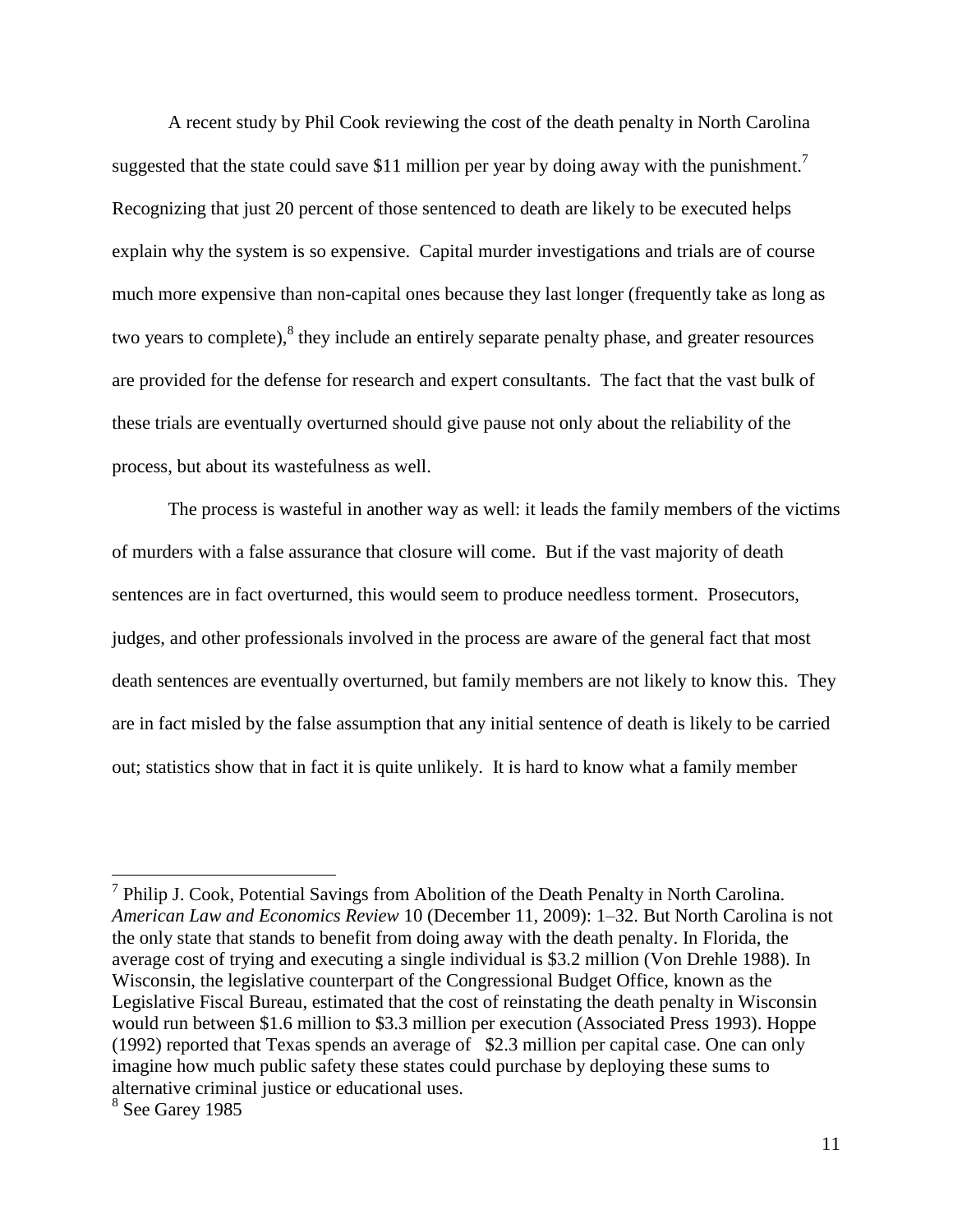A recent study by Phil Cook reviewing the cost of the death penalty in North Carolina suggested that the state could save $11 million per year by doing away with the punishment.[7] Recognizing that just 20 percent of those sentenced to death are likely to be executed helps explain why the system is so expensive. Capital murder investigations and trials are of course much more expensive than non-capital ones because they last longer (frequently take as long as two years to complete),[8] they include an entirely separate penalty phase, and greater resources are provided for the defense for research and expert consultants. The fact that the vast bulk of these trials are eventually overturned should give pause not only about the reliability of the process, but about its wastefulness as well.

The process is wasteful in another way as well: it leads the family members of the victims of murders with a false assurance that closure will come. But if the vast majority of death sentences are in fact overturned, this would seem to produce needless torment. Prosecutors, judges, and other professionals involved in the process are aware of the general fact that most death sentences are eventually overturned, but family members are not likely to know this. They are in fact misled by the false assumption that any initial sentence of death is likely to be carried out; statistics show that in fact it is quite unlikely. It is hard to know what a family member

---

[7] Philip J. Cook, Potential Savings from Abolition of the Death Penalty in North Carolina. *American Law and Economics Review* 10 (December 11, 2009): 1–32. But North Carolina is not the only state that stands to benefit from doing away with the death penalty. In Florida, the average cost of trying and executing a single individual is $3.2 million (Von Drehle 1988). In Wisconsin, the legislative counterpart of the Congressional Budget Office, known as the Legislative Fiscal Bureau, estimated that the cost of reinstating the death penalty in Wisconsin would run between $1.6 million to $3.3 million per execution (Associated Press 1993). Hoppe (1992) reported that Texas spends an average of $2.3 million per capital case. One can only imagine how much public safety these states could purchase by deploying these sums to alternative criminal justice or educational uses.

[8] See Garey 1985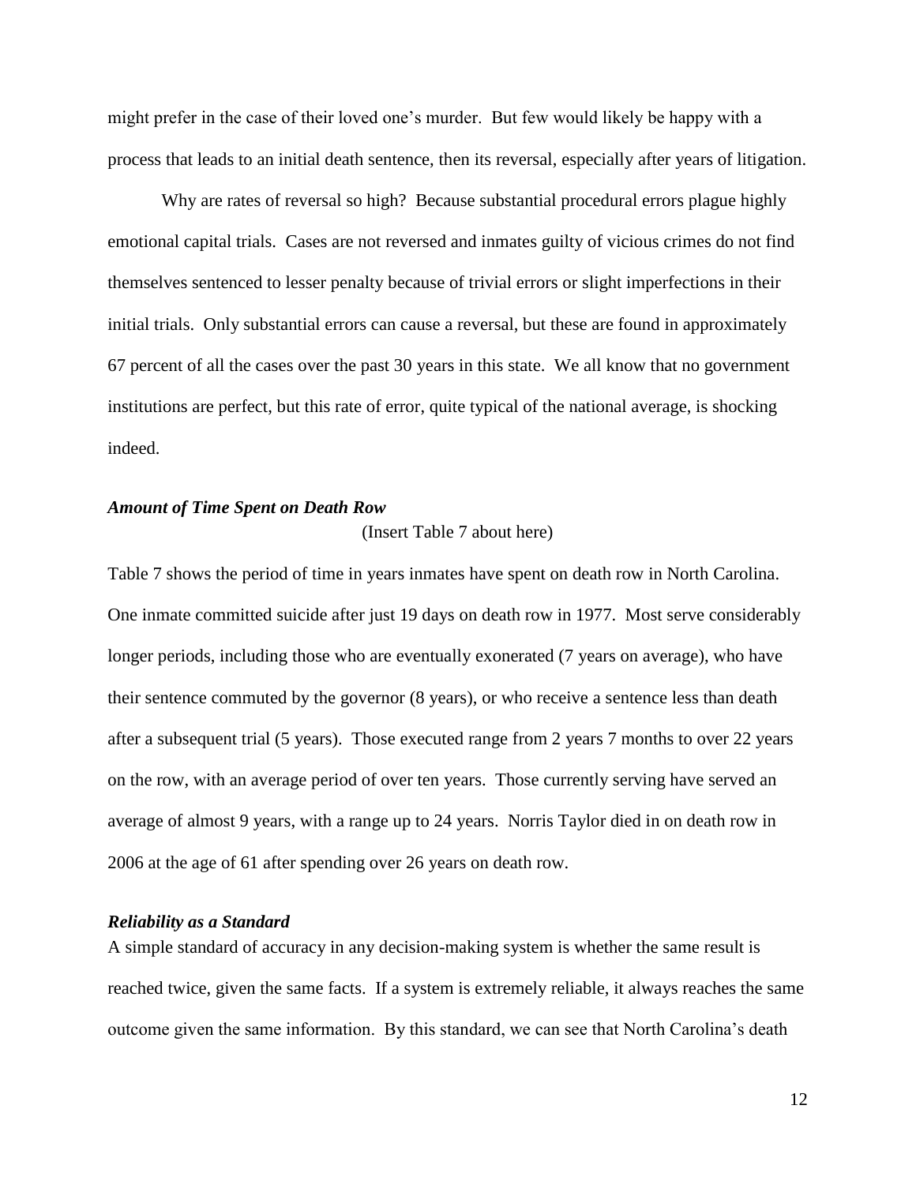might prefer in the case of their loved one's murder. But few would likely be happy with a process that leads to an initial death sentence, then its reversal, especially after years of litigation.

Why are rates of reversal so high? Because substantial procedural errors plague highly emotional capital trials. Cases are not reversed and inmates guilty of vicious crimes do not find themselves sentenced to lesser penalty because of trivial errors or slight imperfections in their initial trials. Only substantial errors can cause a reversal, but these are found in approximately 67 percent of all the cases over the past 30 years in this state. We all know that no government institutions are perfect, but this rate of error, quite typical of the national average, is shocking indeed.

### *Amount of Time Spent on Death Row*

(Insert Table 7 about here)

Table 7 shows the period of time in years inmates have spent on death row in North Carolina. One inmate committed suicide after just 19 days on death row in 1977. Most serve considerably longer periods, including those who are eventually exonerated (7 years on average), who have their sentence commuted by the governor (8 years), or who receive a sentence less than death after a subsequent trial (5 years). Those executed range from 2 years 7 months to over 22 years on the row, with an average period of over ten years. Those currently serving have served an average of almost 9 years, with a range up to 24 years. Norris Taylor died in on death row in 2006 at the age of 61 after spending over 26 years on death row.

### *Reliability as a Standard*

A simple standard of accuracy in any decision-making system is whether the same result is reached twice, given the same facts. If a system is extremely reliable, it always reaches the same outcome given the same information. By this standard, we can see that North Carolina's death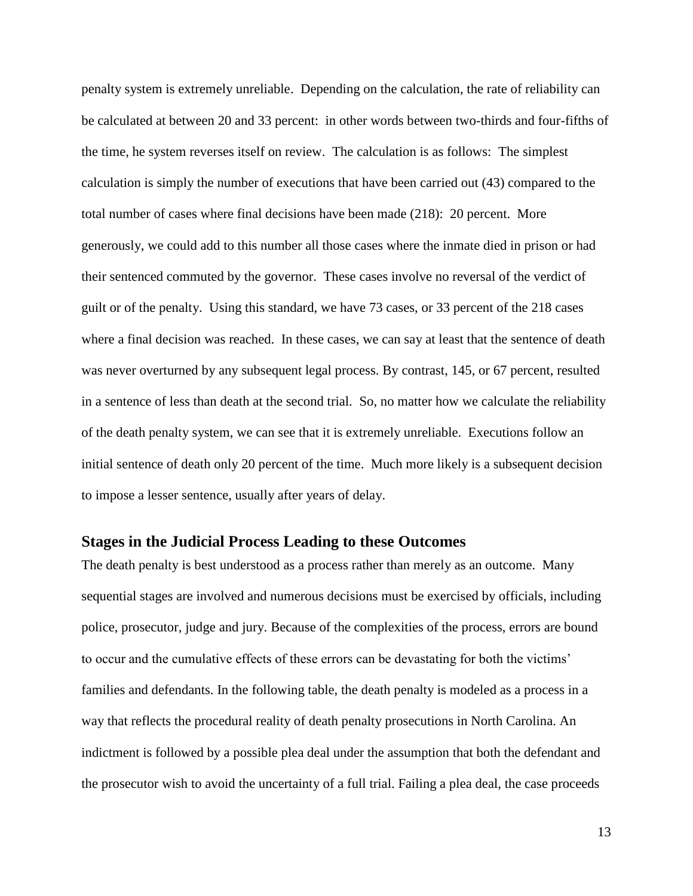penalty system is extremely unreliable. Depending on the calculation, the rate of reliability can be calculated at between 20 and 33 percent: in other words between two-thirds and four-fifths of the time, he system reverses itself on review. The calculation is as follows: The simplest calculation is simply the number of executions that have been carried out (43) compared to the total number of cases where final decisions have been made (218): 20 percent. More generously, we could add to this number all those cases where the inmate died in prison or had their sentenced commuted by the governor. These cases involve no reversal of the verdict of guilt or of the penalty. Using this standard, we have 73 cases, or 33 percent of the 218 cases where a final decision was reached. In these cases, we can say at least that the sentence of death was never overturned by any subsequent legal process. By contrast, 145, or 67 percent, resulted in a sentence of less than death at the second trial. So, no matter how we calculate the reliability of the death penalty system, we can see that it is extremely unreliable. Executions follow an initial sentence of death only 20 percent of the time. Much more likely is a subsequent decision to impose a lesser sentence, usually after years of delay.

## Stages in the Judicial Process Leading to these Outcomes

The death penalty is best understood as a process rather than merely as an outcome. Many sequential stages are involved and numerous decisions must be exercised by officials, including police, prosecutor, judge and jury. Because of the complexities of the process, errors are bound to occur and the cumulative effects of these errors can be devastating for both the victims' families and defendants. In the following table, the death penalty is modeled as a process in a way that reflects the procedural reality of death penalty prosecutions in North Carolina. An indictment is followed by a possible plea deal under the assumption that both the defendant and the prosecutor wish to avoid the uncertainty of a full trial. Failing a plea deal, the case proceeds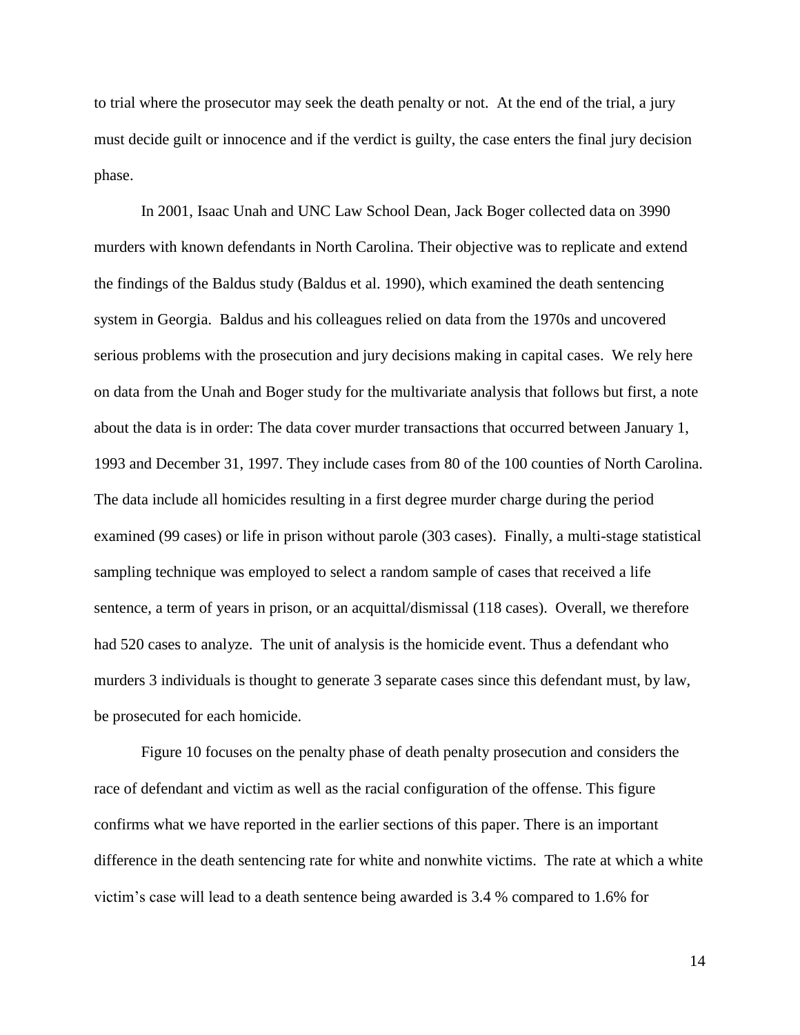to trial where the prosecutor may seek the death penalty or not. At the end of the trial, a jury must decide guilt or innocence and if the verdict is guilty, the case enters the final jury decision phase.

In 2001, Isaac Unah and UNC Law School Dean, Jack Boger collected data on 3990 murders with known defendants in North Carolina. Their objective was to replicate and extend the findings of the Baldus study (Baldus et al. 1990), which examined the death sentencing system in Georgia. Baldus and his colleagues relied on data from the 1970s and uncovered serious problems with the prosecution and jury decisions making in capital cases. We rely here on data from the Unah and Boger study for the multivariate analysis that follows but first, a note about the data is in order: The data cover murder transactions that occurred between January 1, 1993 and December 31, 1997. They include cases from 80 of the 100 counties of North Carolina. The data include all homicides resulting in a first degree murder charge during the period examined (99 cases) or life in prison without parole (303 cases). Finally, a multi-stage statistical sampling technique was employed to select a random sample of cases that received a life sentence, a term of years in prison, or an acquittal/dismissal (118 cases). Overall, we therefore had 520 cases to analyze. The unit of analysis is the homicide event. Thus a defendant who murders 3 individuals is thought to generate 3 separate cases since this defendant must, by law, be prosecuted for each homicide.

Figure 10 focuses on the penalty phase of death penalty prosecution and considers the race of defendant and victim as well as the racial configuration of the offense. This figure confirms what we have reported in the earlier sections of this paper. There is an important difference in the death sentencing rate for white and nonwhite victims. The rate at which a white victim's case will lead to a death sentence being awarded is 3.4 % compared to 1.6% for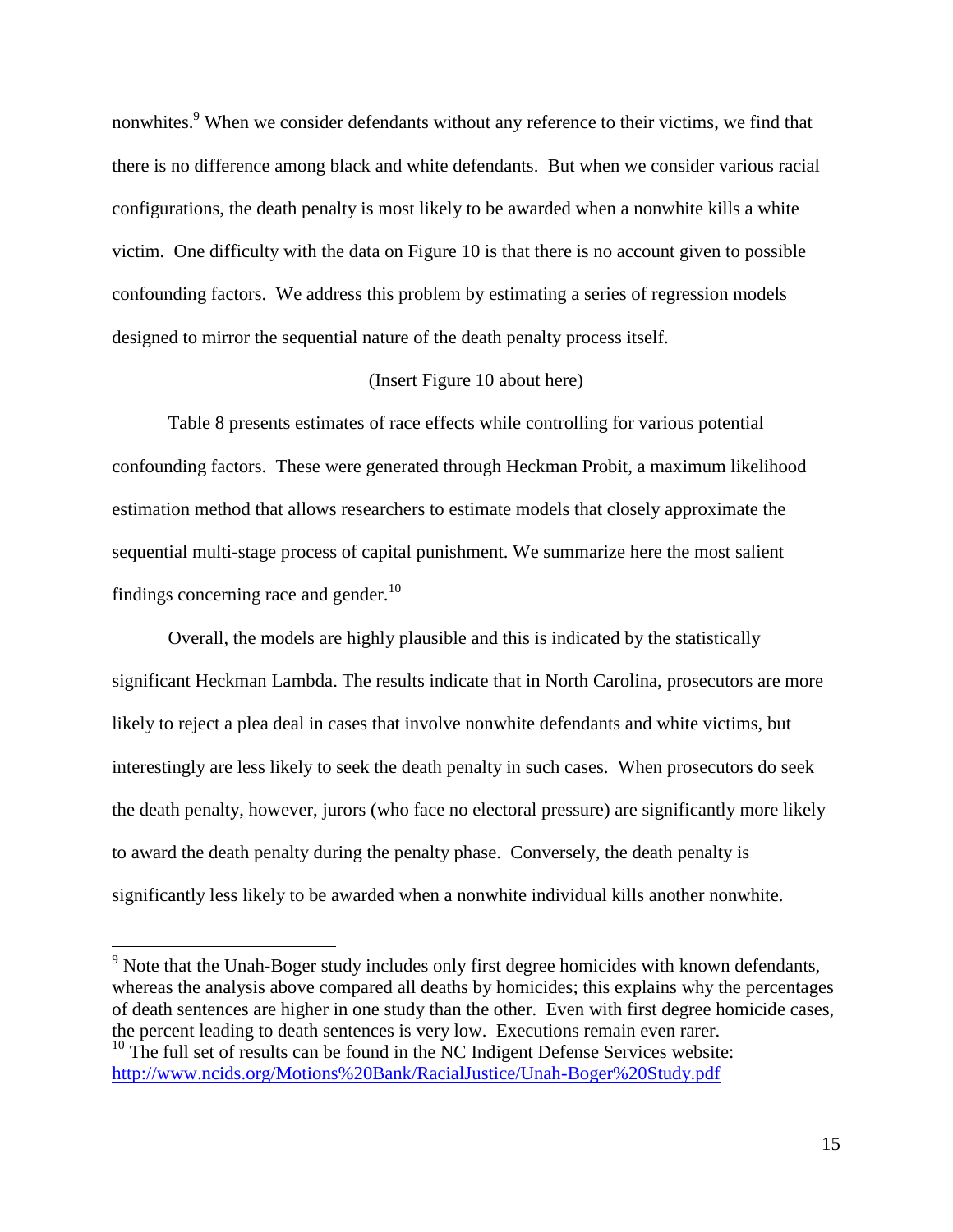nonwhites.[9] When we consider defendants without any reference to their victims, we find that there is no difference among black and white defendants. But when we consider various racial configurations, the death penalty is most likely to be awarded when a nonwhite kills a white victim. One difficulty with the data on Figure 10 is that there is no account given to possible confounding factors. We address this problem by estimating a series of regression models designed to mirror the sequential nature of the death penalty process itself.

(Insert Figure 10 about here)

Table 8 presents estimates of race effects while controlling for various potential confounding factors. These were generated through Heckman Probit, a maximum likelihood estimation method that allows researchers to estimate models that closely approximate the sequential multi-stage process of capital punishment. We summarize here the most salient findings concerning race and gender.[10]

Overall, the models are highly plausible and this is indicated by the statistically significant Heckman Lambda. The results indicate that in North Carolina, prosecutors are more likely to reject a plea deal in cases that involve nonwhite defendants and white victims, but interestingly are less likely to seek the death penalty in such cases. When prosecutors do seek the death penalty, however, jurors (who face no electoral pressure) are significantly more likely to award the death penalty during the penalty phase. Conversely, the death penalty is significantly less likely to be awarded when a nonwhite individual kills another nonwhite.

---

[9] Note that the Unah-Boger study includes only first degree homicides with known defendants, whereas the analysis above compared all deaths by homicides; this explains why the percentages of death sentences are higher in one study than the other. Even with first degree homicide cases, the percent leading to death sentences is very low. Executions remain even rarer.

[10] The full set of results can be found in the NC Indigent Defense Services website: http://www.ncids.org/Motions%20Bank/RacialJustice/Unah-Boger%20Study.pdf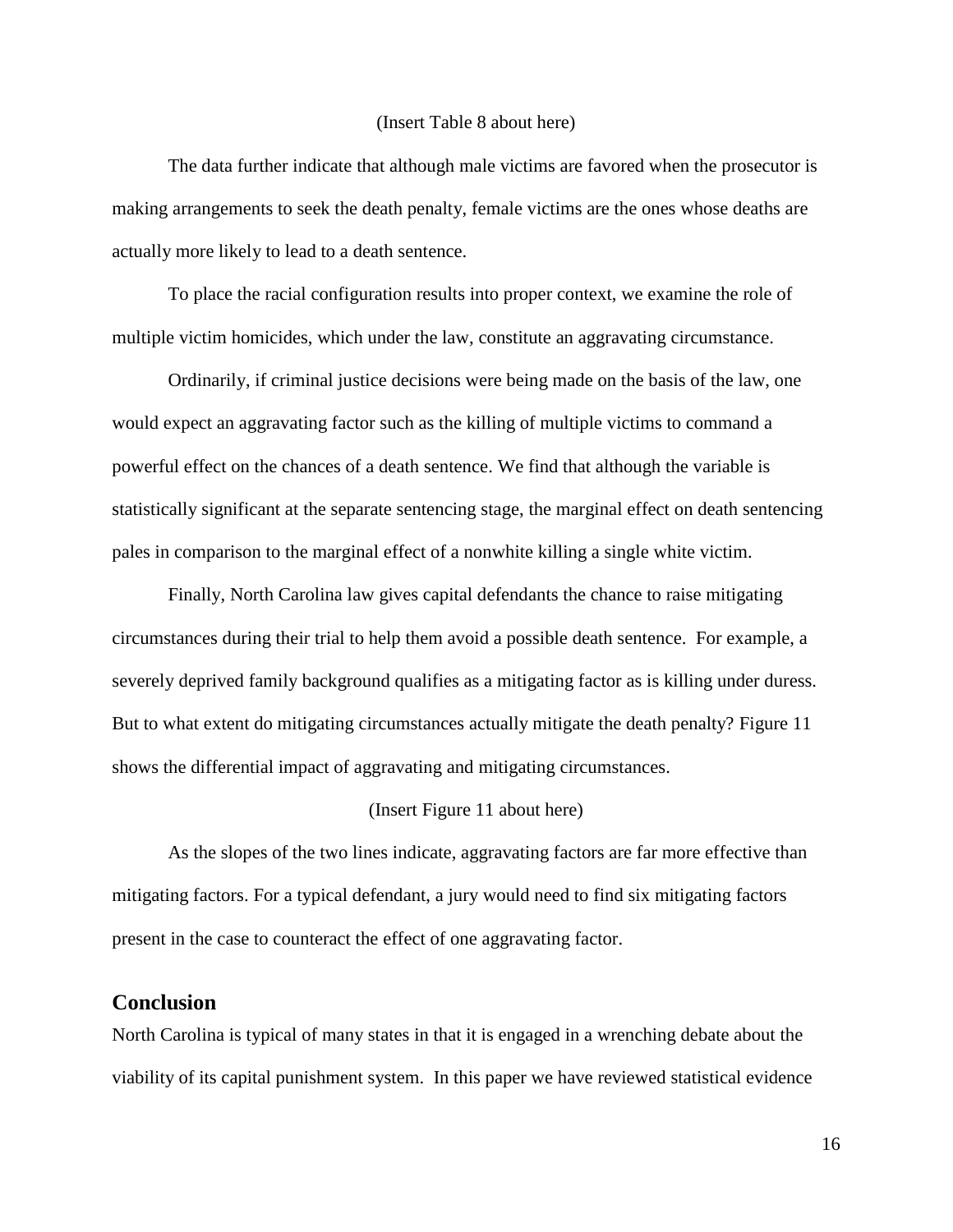(Insert Table 8 about here)

The data further indicate that although male victims are favored when the prosecutor is making arrangements to seek the death penalty, female victims are the ones whose deaths are actually more likely to lead to a death sentence.

To place the racial configuration results into proper context, we examine the role of multiple victim homicides, which under the law, constitute an aggravating circumstance.

Ordinarily, if criminal justice decisions were being made on the basis of the law, one would expect an aggravating factor such as the killing of multiple victims to command a powerful effect on the chances of a death sentence. We find that although the variable is statistically significant at the separate sentencing stage, the marginal effect on death sentencing pales in comparison to the marginal effect of a nonwhite killing a single white victim.

Finally, North Carolina law gives capital defendants the chance to raise mitigating circumstances during their trial to help them avoid a possible death sentence. For example, a severely deprived family background qualifies as a mitigating factor as is killing under duress. But to what extent do mitigating circumstances actually mitigate the death penalty? Figure 11 shows the differential impact of aggravating and mitigating circumstances.

(Insert Figure 11 about here)

As the slopes of the two lines indicate, aggravating factors are far more effective than mitigating factors. For a typical defendant, a jury would need to find six mitigating factors present in the case to counteract the effect of one aggravating factor.

## Conclusion

North Carolina is typical of many states in that it is engaged in a wrenching debate about the viability of its capital punishment system. In this paper we have reviewed statistical evidence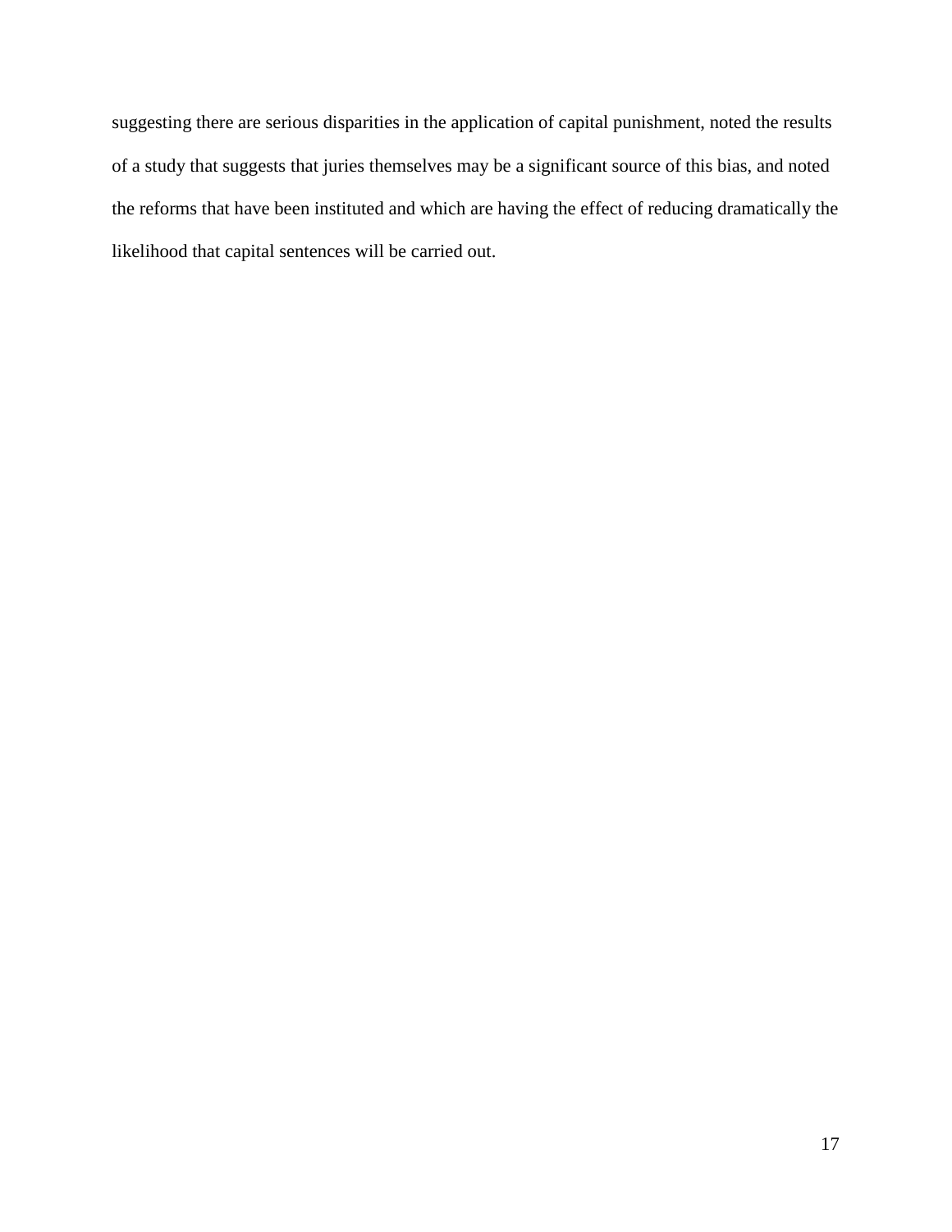suggesting there are serious disparities in the application of capital punishment, noted the results of a study that suggests that juries themselves may be a significant source of this bias, and noted the reforms that have been instituted and which are having the effect of reducing dramatically the likelihood that capital sentences will be carried out.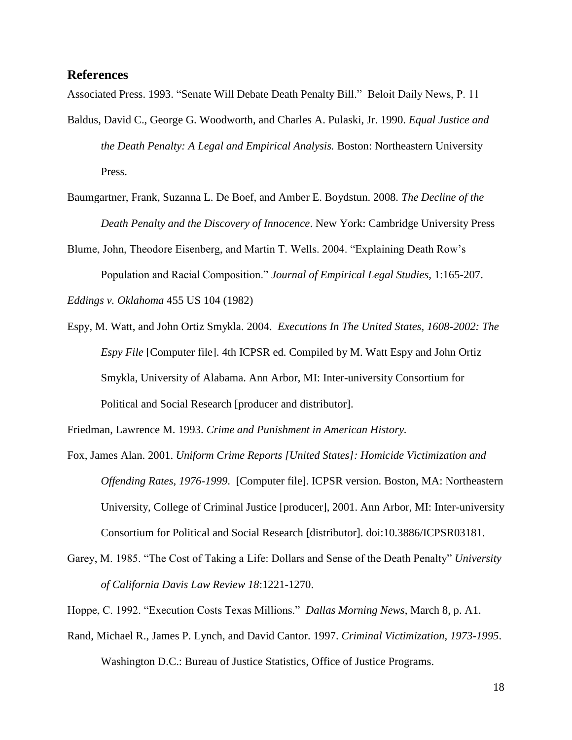## References

Associated Press. 1993. "Senate Will Debate Death Penalty Bill." Beloit Daily News, P. 11

Baldus, David C., George G. Woodworth, and Charles A. Pulaski, Jr. 1990. *Equal Justice and the Death Penalty: A Legal and Empirical Analysis.* Boston: Northeastern University Press.

Baumgartner, Frank, Suzanna L. De Boef, and Amber E. Boydstun. 2008. *The Decline of the Death Penalty and the Discovery of Innocence*. New York: Cambridge University Press

Blume, John, Theodore Eisenberg, and Martin T. Wells. 2004. "Explaining Death Row's Population and Racial Composition." *Journal of Empirical Legal Studies*, 1:165-207.

*Eddings v. Oklahoma* 455 US 104 (1982)

Espy, M. Watt, and John Ortiz Smykla. 2004. *Executions In The United States, 1608-2002: The Espy File* [Computer file]. 4th ICPSR ed. Compiled by M. Watt Espy and John Ortiz Smykla, University of Alabama. Ann Arbor, MI: Inter-university Consortium for Political and Social Research [producer and distributor].

Friedman, Lawrence M. 1993. *Crime and Punishment in American History.*

Fox, James Alan. 2001. *Uniform Crime Reports [United States]: Homicide Victimization and Offending Rates, 1976-1999*. [Computer file]. ICPSR version. Boston, MA: Northeastern University, College of Criminal Justice [producer], 2001. Ann Arbor, MI: Inter-university Consortium for Political and Social Research [distributor]. doi:10.3886/ICPSR03181.

Garey, M. 1985. "The Cost of Taking a Life: Dollars and Sense of the Death Penalty" *University of California Davis Law Review 18*:1221-1270.

Hoppe, C. 1992. "Execution Costs Texas Millions." *Dallas Morning News*, March 8, p. A1.

Rand, Michael R., James P. Lynch, and David Cantor. 1997. *Criminal Victimization, 1973-1995*. Washington D.C.: Bureau of Justice Statistics, Office of Justice Programs.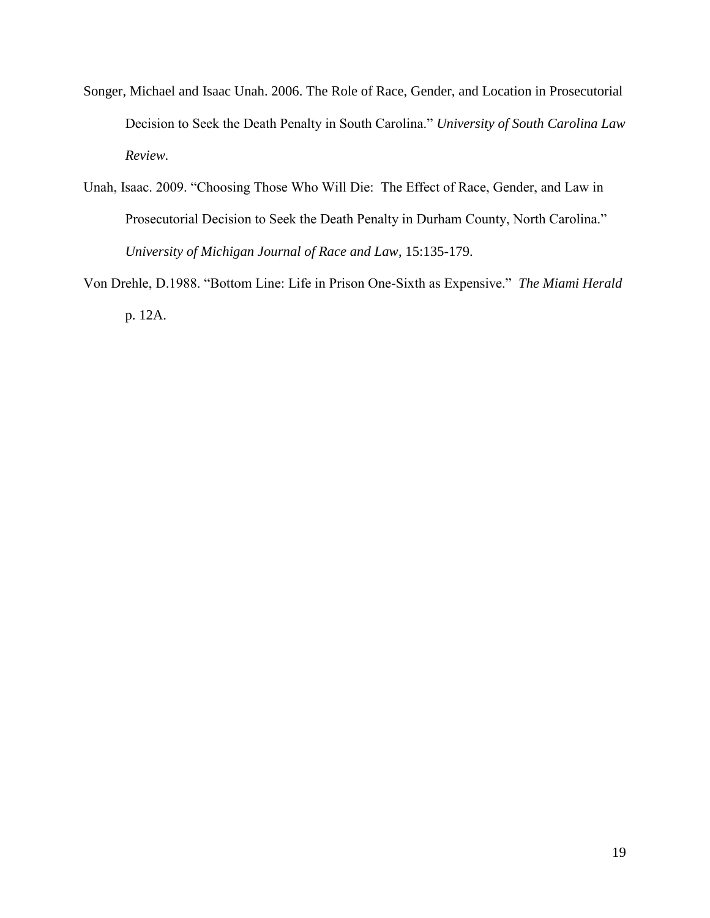Songer, Michael and Isaac Unah. 2006. The Role of Race, Gender, and Location in Prosecutorial Decision to Seek the Death Penalty in South Carolina." *University of South Carolina Law Review.*

Unah, Isaac. 2009. "Choosing Those Who Will Die: The Effect of Race, Gender, and Law in Prosecutorial Decision to Seek the Death Penalty in Durham County, North Carolina." *University of Michigan Journal of Race and Law*, 15:135-179.

Von Drehle, D.1988. "Bottom Line: Life in Prison One-Sixth as Expensive." *The Miami Herald* p. 12A.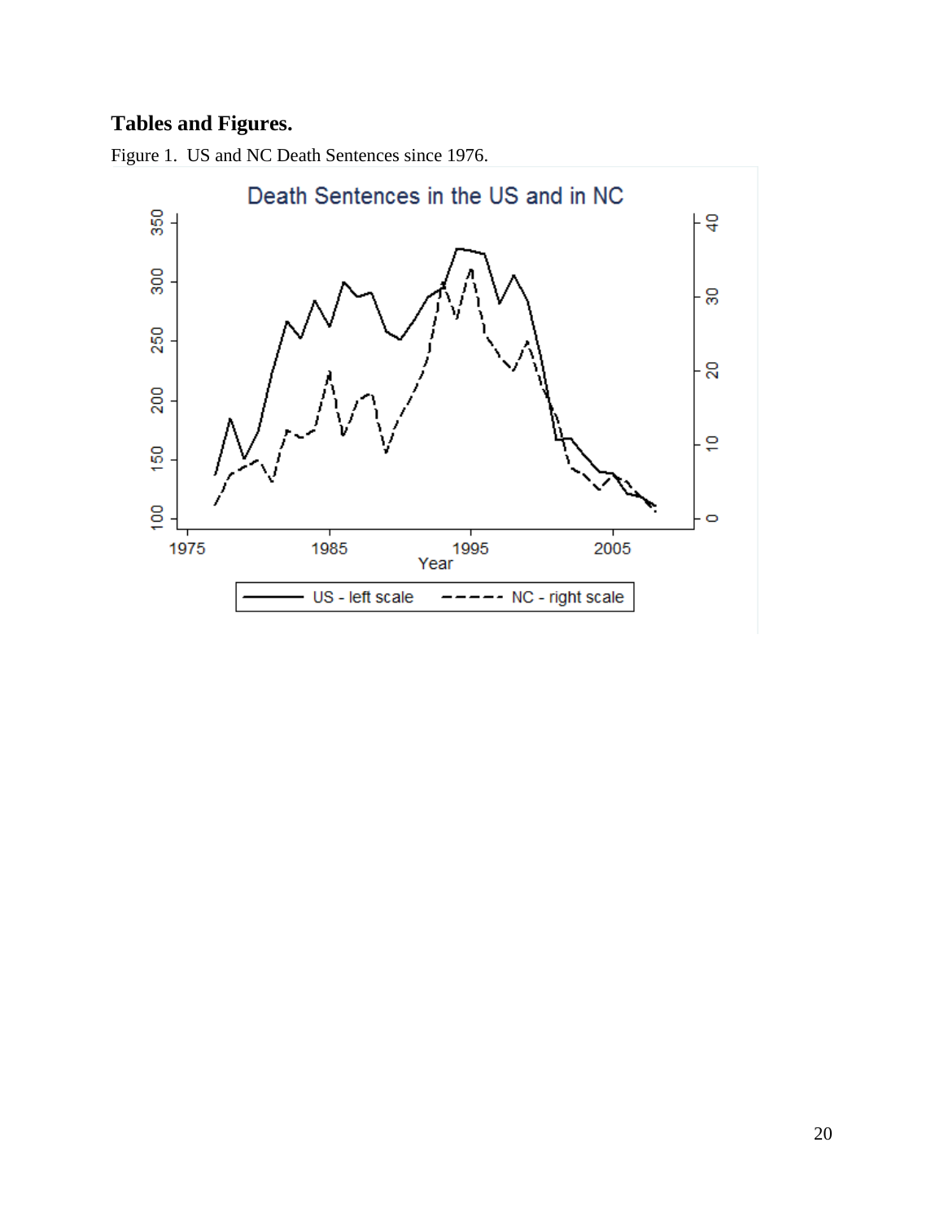## Tables and Figures.

Figure 1. US and NC Death Sentences since 1976.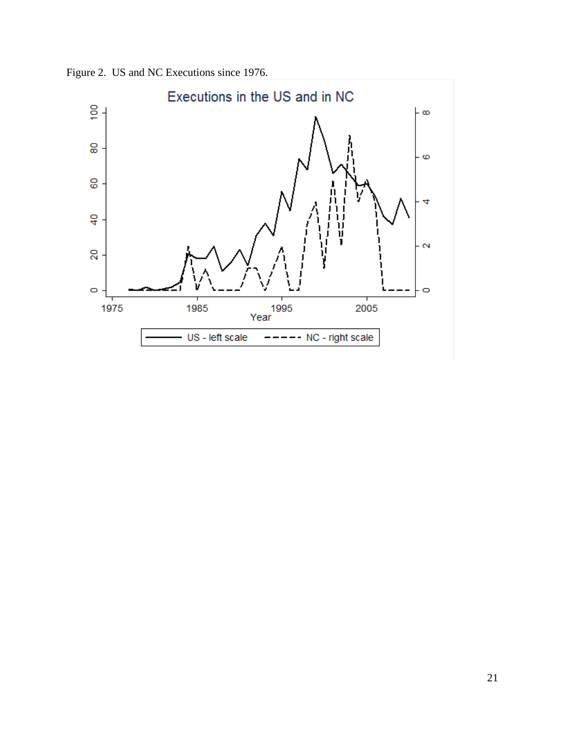Figure 2. US and NC Executions since 1976.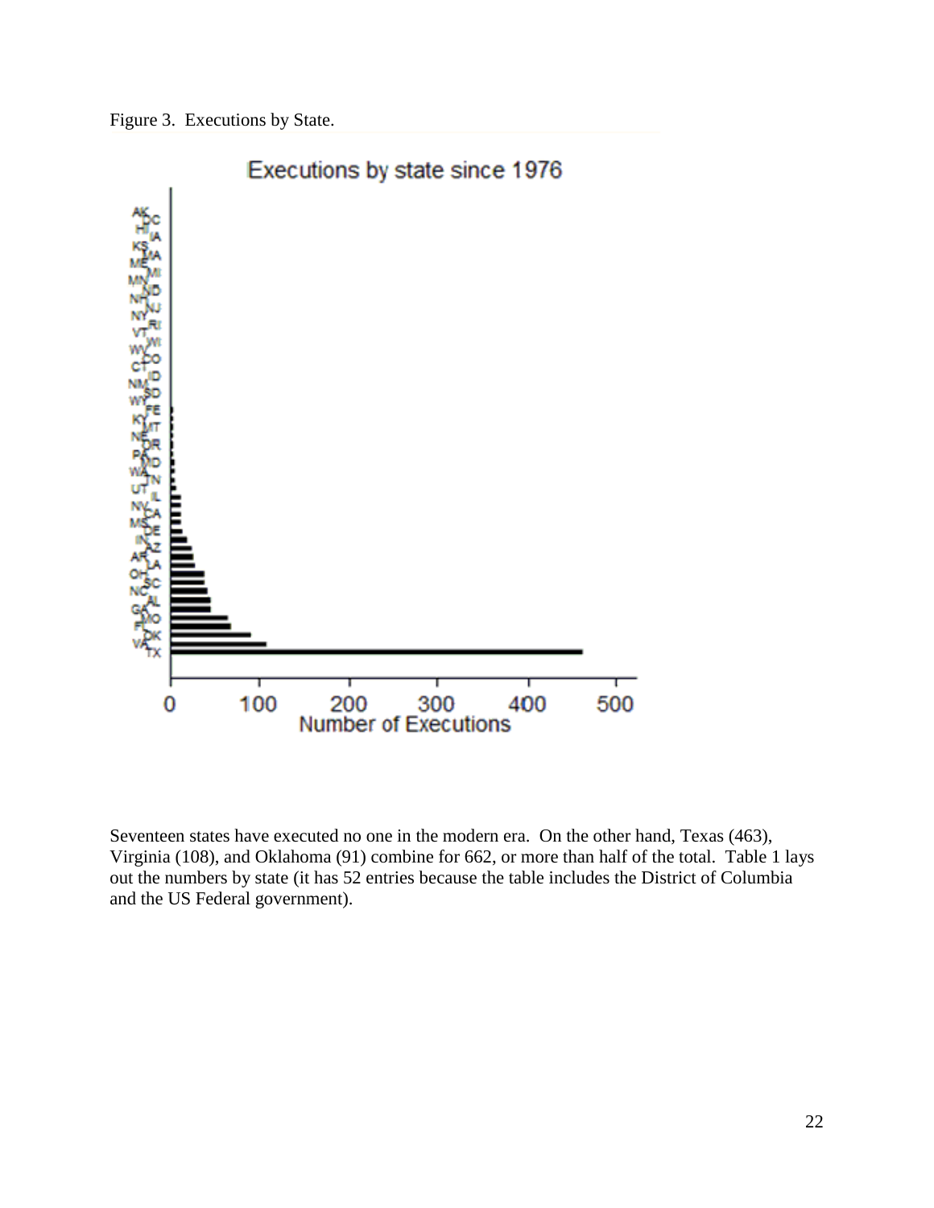Figure 3. Executions by State.

Seventeen states have executed no one in the modern era. On the other hand, Texas (463), Virginia (108), and Oklahoma (91) combine for 662, or more than half of the total. Table 1 lays out the numbers by state (it has 52 entries because the table includes the District of Columbia and the US Federal government).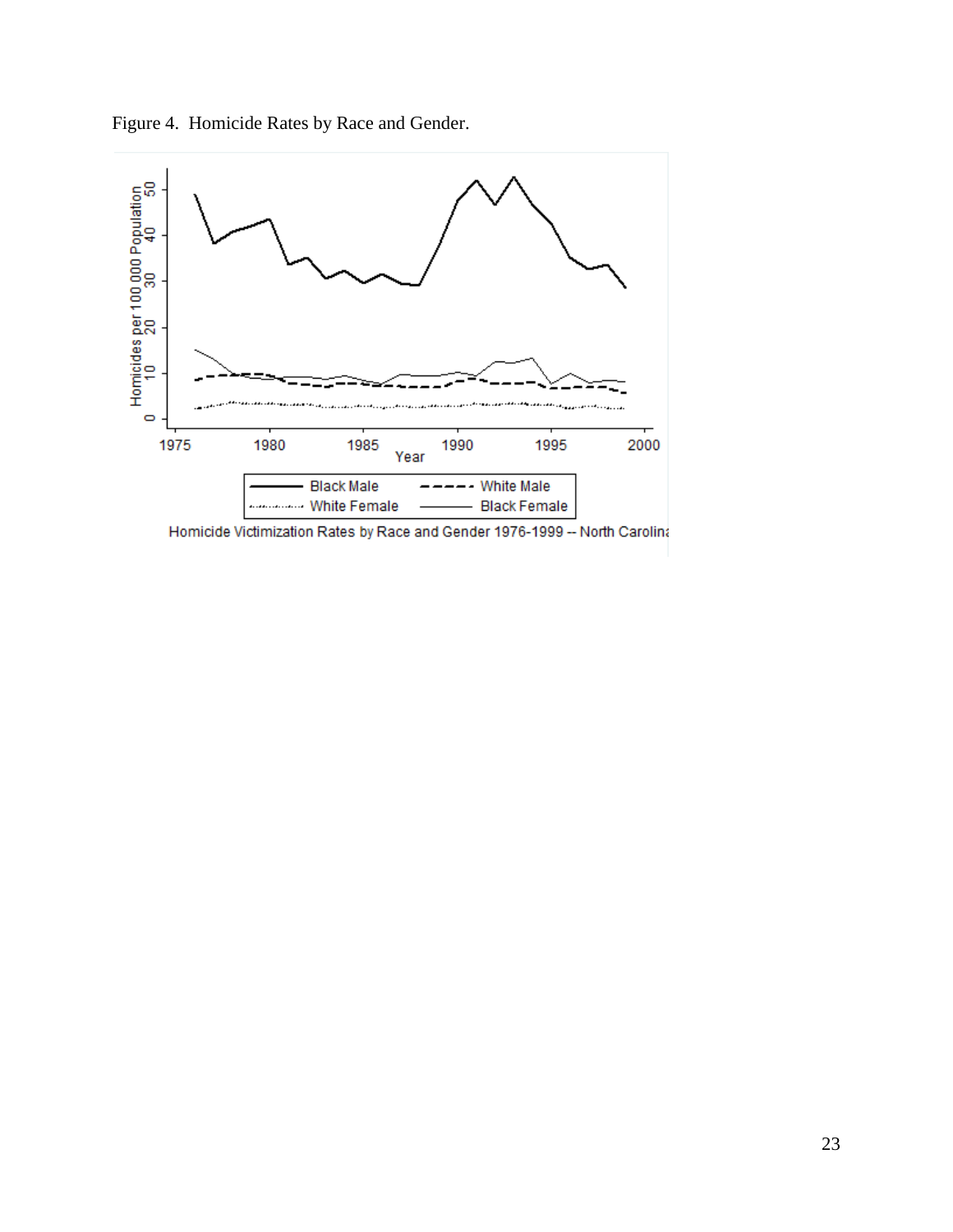Figure 4. Homicide Rates by Race and Gender.

Homicide Victimization Rates by Race and Gender 1976-1999 -- North Carolina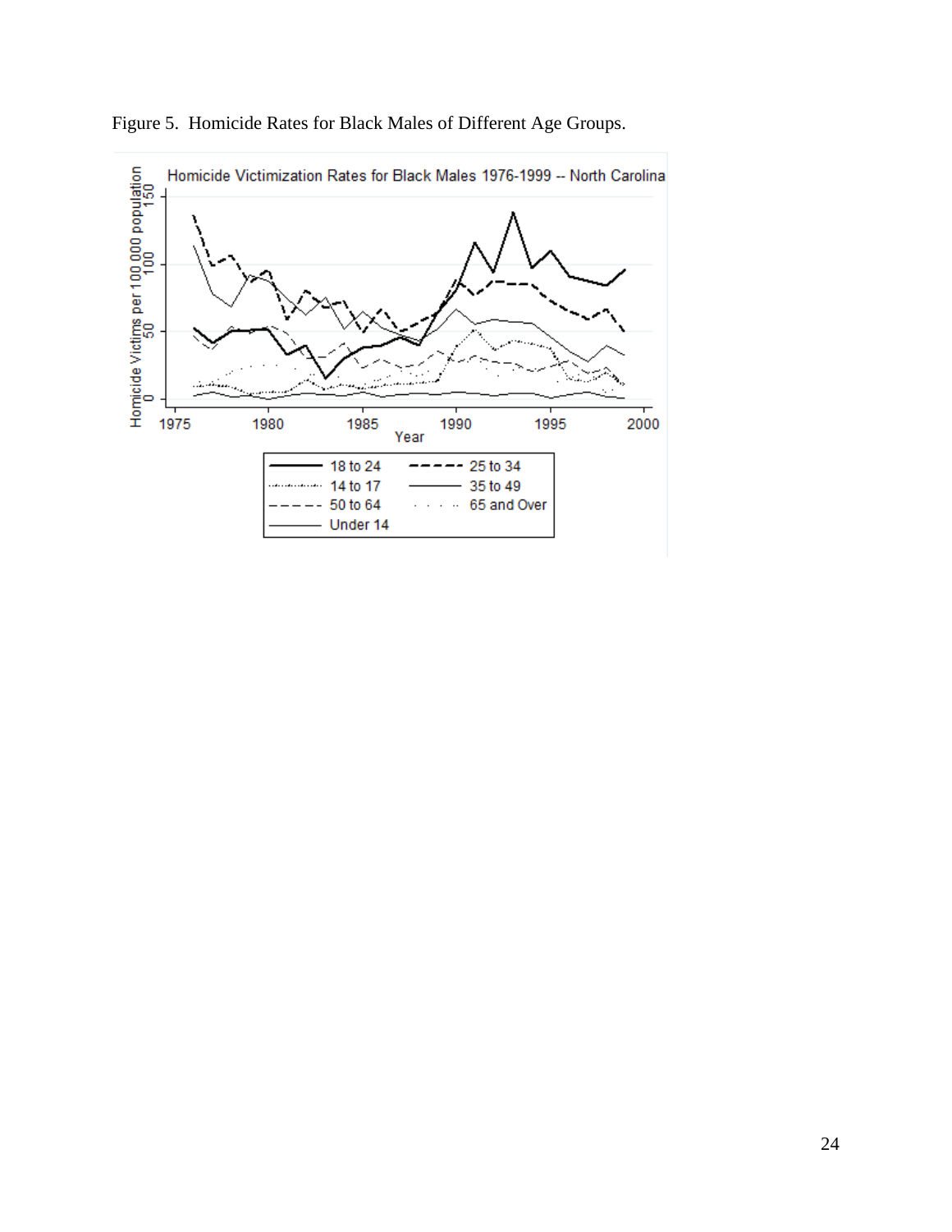Figure 5. Homicide Rates for Black Males of Different Age Groups.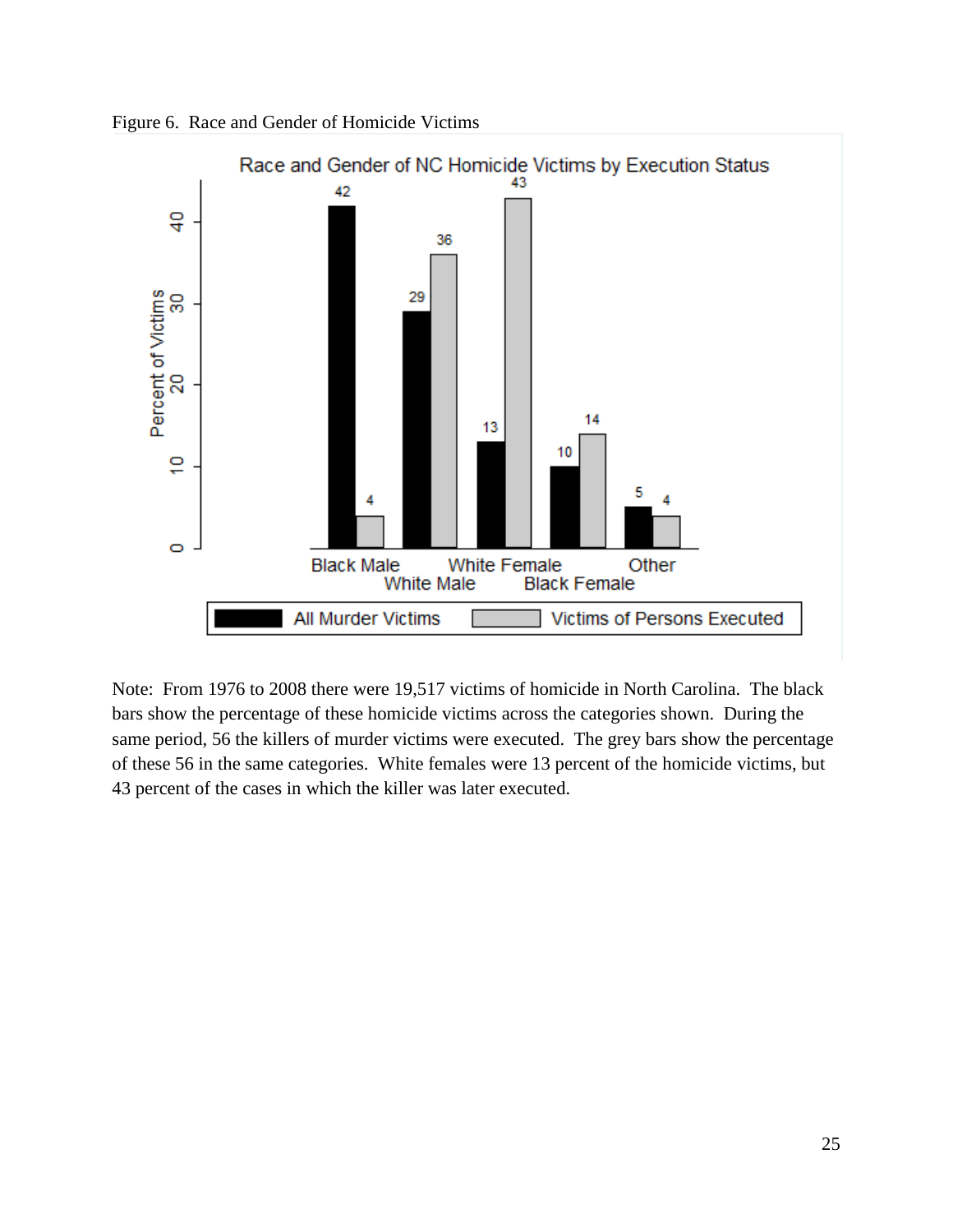Figure 6. Race and Gender of Homicide Victims

Note: From 1976 to 2008 there were 19,517 victims of homicide in North Carolina. The black bars show the percentage of these homicide victims across the categories shown. During the same period, 56 the killers of murder victims were executed. The grey bars show the percentage of these 56 in the same categories. White females were 13 percent of the homicide victims, but 43 percent of the cases in which the killer was later executed.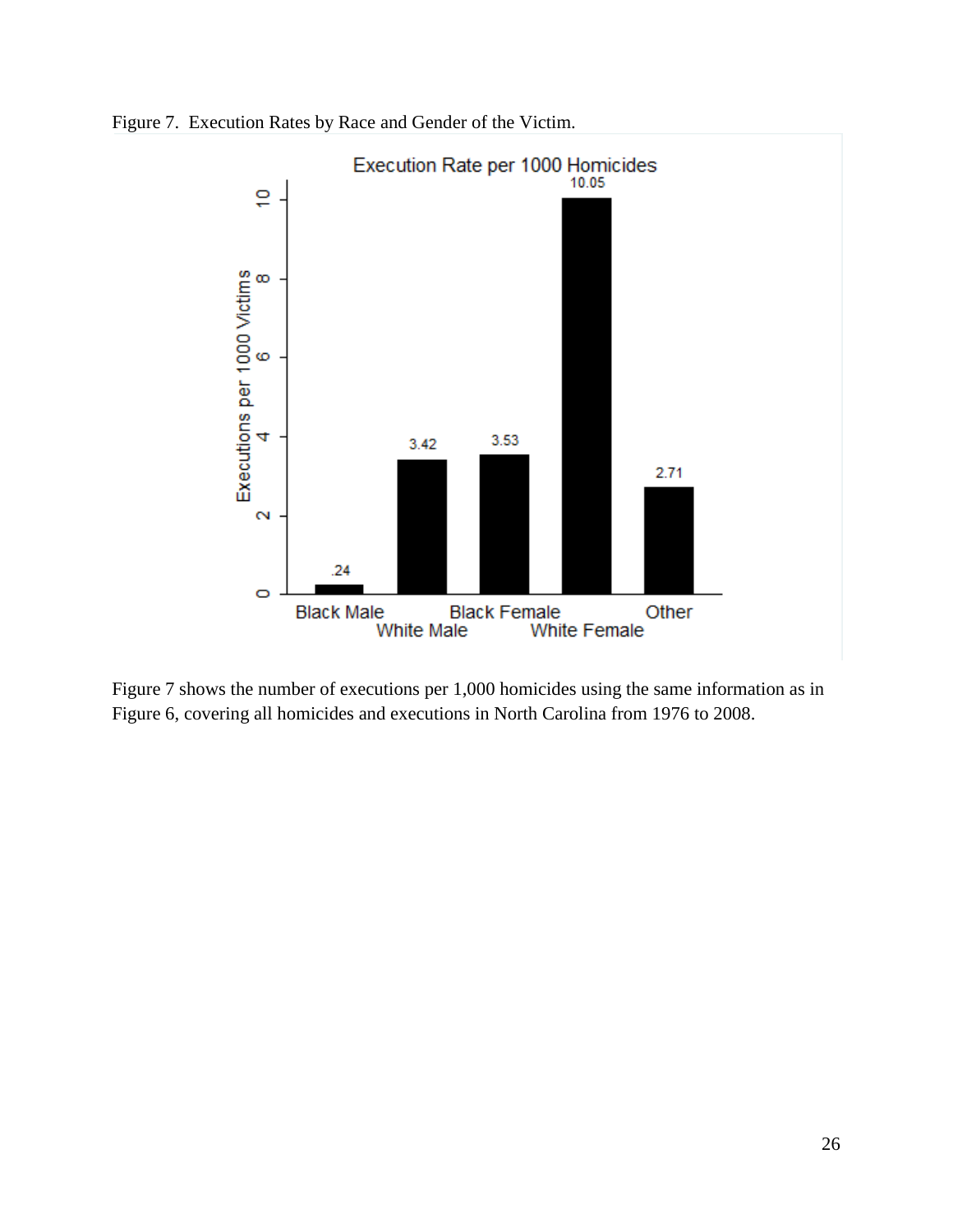Figure 7. Execution Rates by Race and Gender of the Victim.

Figure 7 shows the number of executions per 1,000 homicides using the same information as in Figure 6, covering all homicides and executions in North Carolina from 1976 to 2008.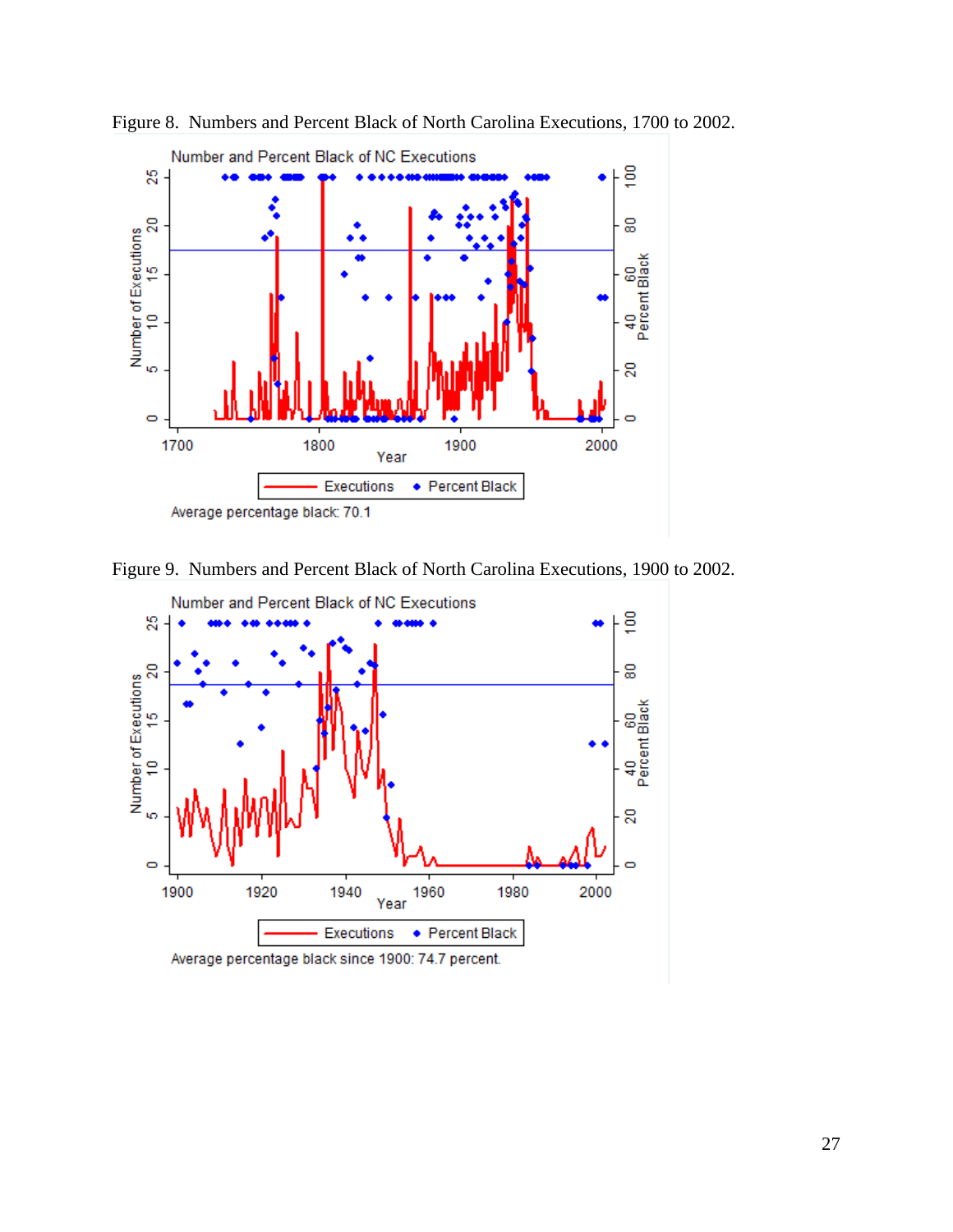Figure 8. Numbers and Percent Black of North Carolina Executions, 1700 to 2002.

Figure 9. Numbers and Percent Black of North Carolina Executions, 1900 to 2002.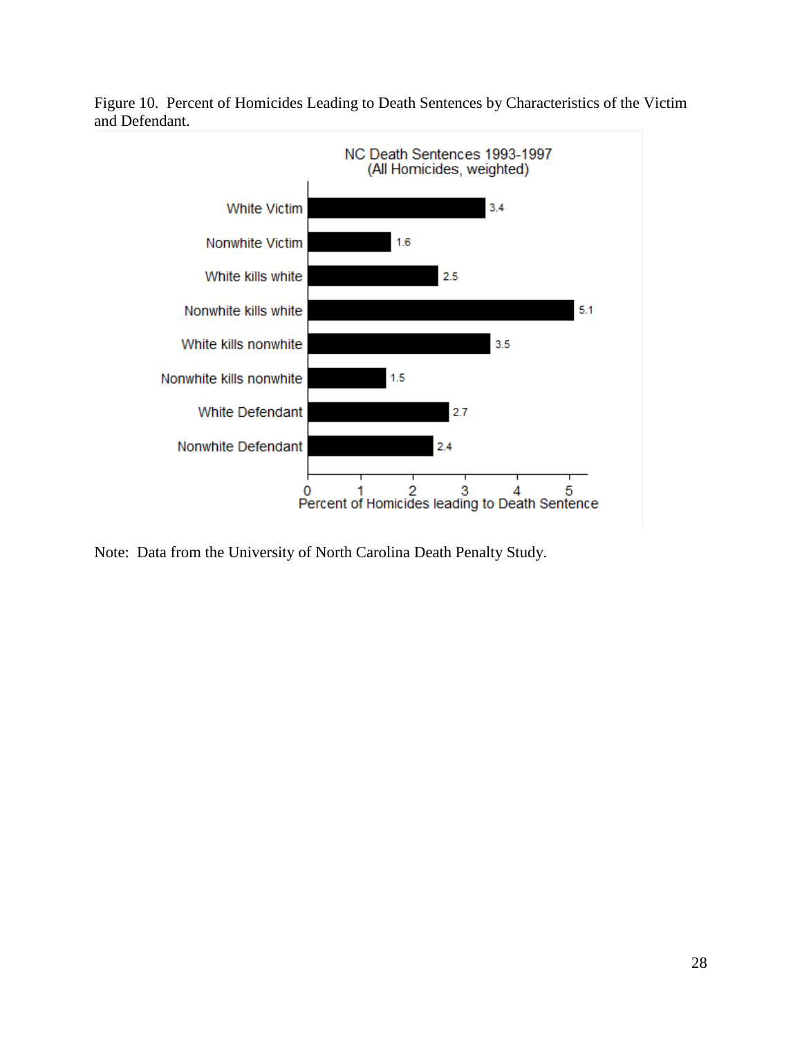Figure 10. Percent of Homicides Leading to Death Sentences by Characteristics of the Victim and Defendant.

NC Death Sentences 1993-1997
(All Homicides, weighted)

| Category | Percent of Homicides leading to Death Sentence |
| --- | --- |
| White Victim | 3.4 |
| Nonwhite Victim | 1.6 |
| White kills white | 2.5 |
| Nonwhite kills white | 5.1 |
| White kills nonwhite | 3.5 |
| Nonwhite kills nonwhite | 1.5 |
| White Defendant | 2.7 |
| Nonwhite Defendant | 2.4 |

Note: Data from the University of North Carolina Death Penalty Study.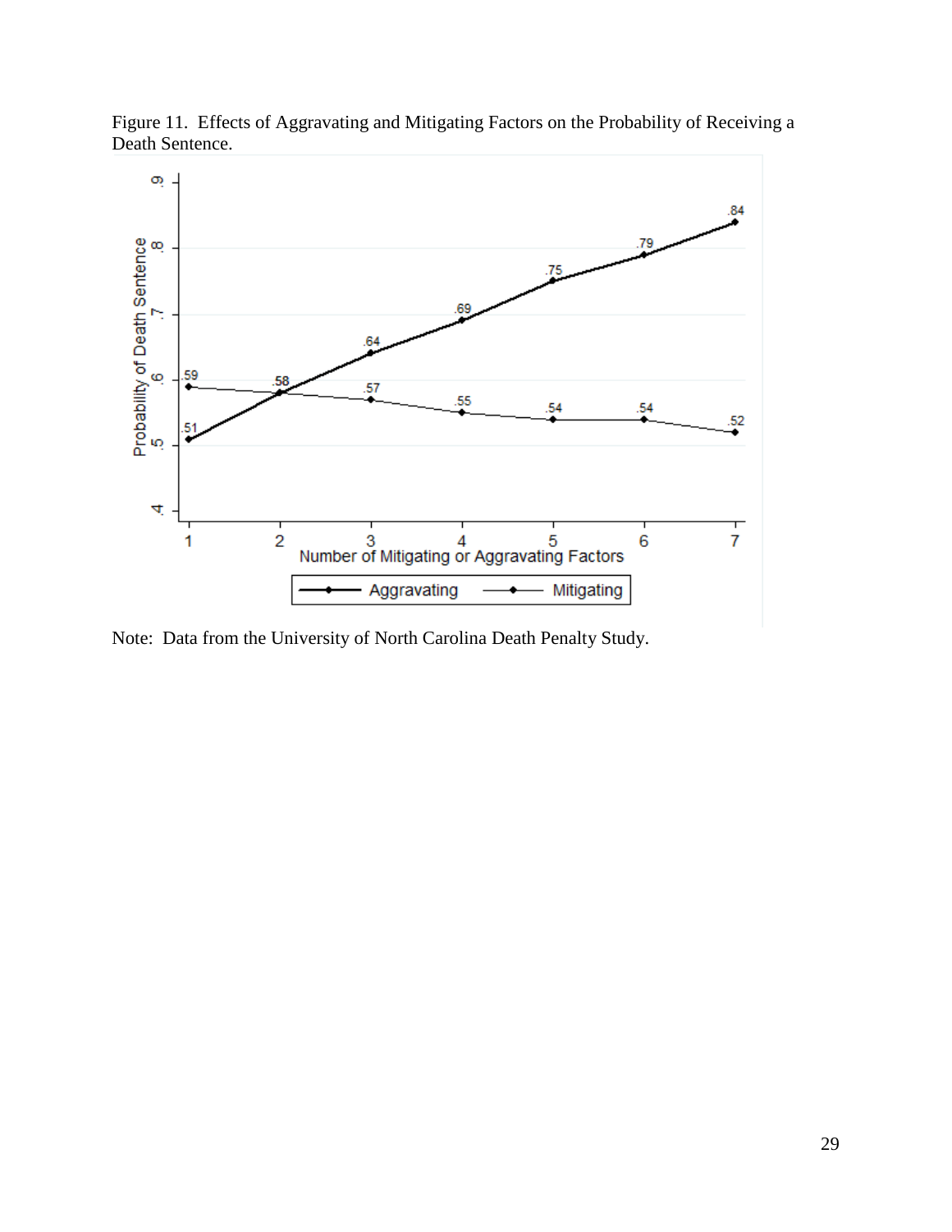Figure 11. Effects of Aggravating and Mitigating Factors on the Probability of Receiving a Death Sentence.

Note: Data from the University of North Carolina Death Penalty Study.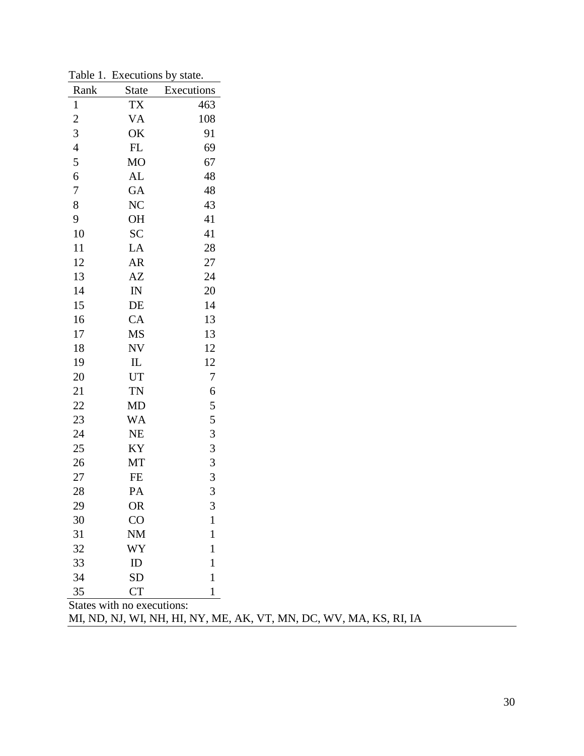Table 1. Executions by state.

| Rank | State | Executions |
|---|---|---|
| 1 | TX | 463 |
| 2 | VA | 108 |
| 3 | OK | 91 |
| 4 | FL | 69 |
| 5 | MO | 67 |
| 6 | AL | 48 |
| 7 | GA | 48 |
| 8 | NC | 43 |
| 9 | OH | 41 |
| 10 | SC | 41 |
| 11 | LA | 28 |
| 12 | AR | 27 |
| 13 | AZ | 24 |
| 14 | IN | 20 |
| 15 | DE | 14 |
| 16 | CA | 13 |
| 17 | MS | 13 |
| 18 | NV | 12 |
| 19 | IL | 12 |
| 20 | UT | 7 |
| 21 | TN | 6 |
| 22 | MD | 5 |
| 23 | WA | 5 |
| 24 | NE | 3 |
| 25 | KY | 3 |
| 26 | MT | 3 |
| 27 | FE | 3 |
| 28 | PA | 3 |
| 29 | OR | 3 |
| 30 | CO | 1 |
| 31 | NM | 1 |
| 32 | WY | 1 |
| 33 | ID | 1 |
| 34 | SD | 1 |
| 35 | CT | 1 |

States with no executions:
MI, ND, NJ, WI, NH, HI, NY, ME, AK, VT, MN, DC, WV, MA, KS, RI, IA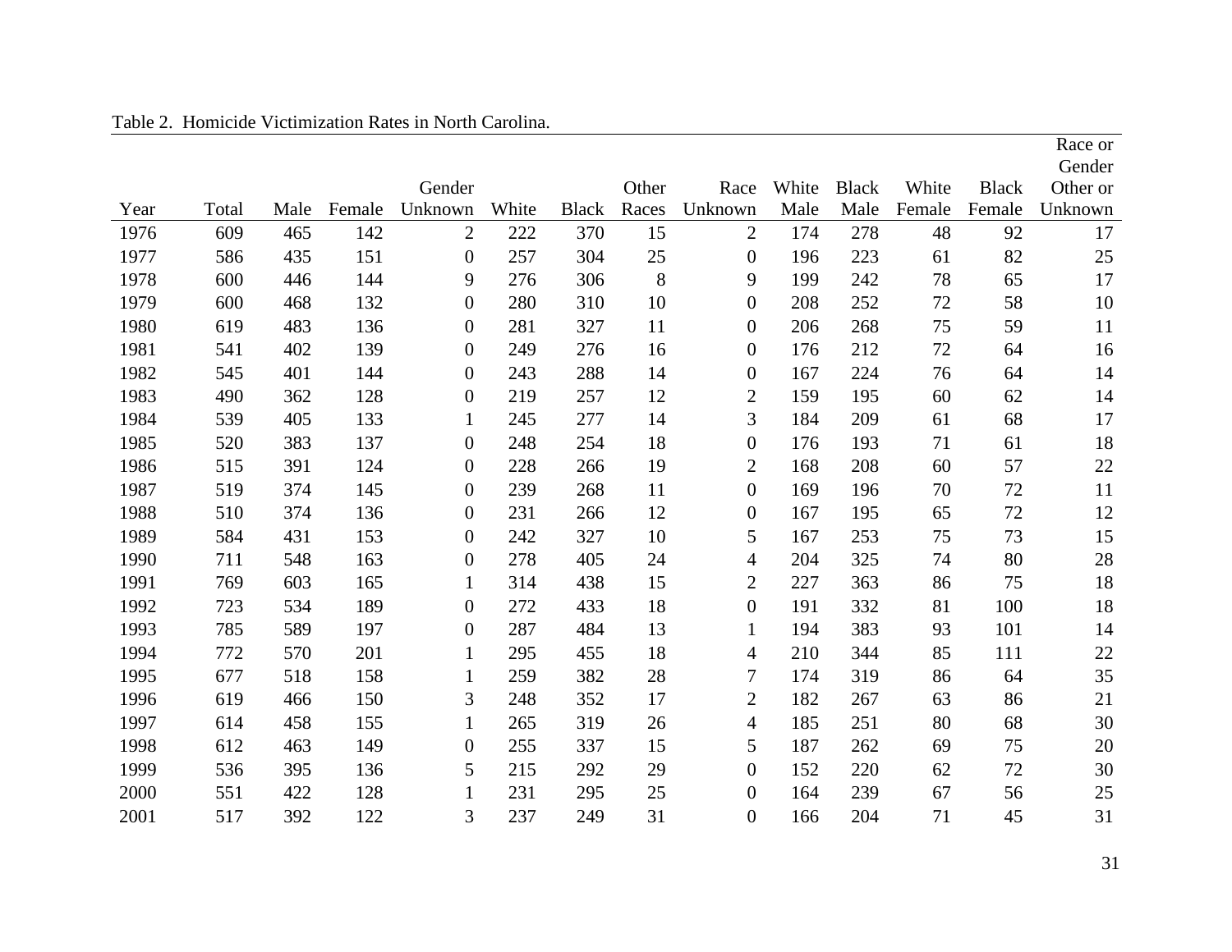Table 2. Homicide Victimization Rates in North Carolina.

| Year | Total | Male | Female | Gender Unknown | White | Black | Other Races | Race Unknown | White Male | Black Male | White Female | Black Female | Race or Gender Other or Unknown |
|---|---|---|---|---|---|---|---|---|---|---|---|---|---|
| 1976 | 609 | 465 | 142 | 2 | 222 | 370 | 15 | 2 | 174 | 278 | 48 | 92 | 17 |
| 1977 | 586 | 435 | 151 | 0 | 257 | 304 | 25 | 0 | 196 | 223 | 61 | 82 | 25 |
| 1978 | 600 | 446 | 144 | 9 | 276 | 306 | 8 | 9 | 199 | 242 | 78 | 65 | 17 |
| 1979 | 600 | 468 | 132 | 0 | 280 | 310 | 10 | 0 | 208 | 252 | 72 | 58 | 10 |
| 1980 | 619 | 483 | 136 | 0 | 281 | 327 | 11 | 0 | 206 | 268 | 75 | 59 | 11 |
| 1981 | 541 | 402 | 139 | 0 | 249 | 276 | 16 | 0 | 176 | 212 | 72 | 64 | 16 |
| 1982 | 545 | 401 | 144 | 0 | 243 | 288 | 14 | 0 | 167 | 224 | 76 | 64 | 14 |
| 1983 | 490 | 362 | 128 | 0 | 219 | 257 | 12 | 2 | 159 | 195 | 60 | 62 | 14 |
| 1984 | 539 | 405 | 133 | 1 | 245 | 277 | 14 | 3 | 184 | 209 | 61 | 68 | 17 |
| 1985 | 520 | 383 | 137 | 0 | 248 | 254 | 18 | 0 | 176 | 193 | 71 | 61 | 18 |
| 1986 | 515 | 391 | 124 | 0 | 228 | 266 | 19 | 2 | 168 | 208 | 60 | 57 | 22 |
| 1987 | 519 | 374 | 145 | 0 | 239 | 268 | 11 | 0 | 169 | 196 | 70 | 72 | 11 |
| 1988 | 510 | 374 | 136 | 0 | 231 | 266 | 12 | 0 | 167 | 195 | 65 | 72 | 12 |
| 1989 | 584 | 431 | 153 | 0 | 242 | 327 | 10 | 5 | 167 | 253 | 75 | 73 | 15 |
| 1990 | 711 | 548 | 163 | 0 | 278 | 405 | 24 | 4 | 204 | 325 | 74 | 80 | 28 |
| 1991 | 769 | 603 | 165 | 1 | 314 | 438 | 15 | 2 | 227 | 363 | 86 | 75 | 18 |
| 1992 | 723 | 534 | 189 | 0 | 272 | 433 | 18 | 0 | 191 | 332 | 81 | 100 | 18 |
| 1993 | 785 | 589 | 197 | 0 | 287 | 484 | 13 | 1 | 194 | 383 | 93 | 101 | 14 |
| 1994 | 772 | 570 | 201 | 1 | 295 | 455 | 18 | 4 | 210 | 344 | 85 | 111 | 22 |
| 1995 | 677 | 518 | 158 | 1 | 259 | 382 | 28 | 7 | 174 | 319 | 86 | 64 | 35 |
| 1996 | 619 | 466 | 150 | 3 | 248 | 352 | 17 | 2 | 182 | 267 | 63 | 86 | 21 |
| 1997 | 614 | 458 | 155 | 1 | 265 | 319 | 26 | 4 | 185 | 251 | 80 | 68 | 30 |
| 1998 | 612 | 463 | 149 | 0 | 255 | 337 | 15 | 5 | 187 | 262 | 69 | 75 | 20 |
| 1999 | 536 | 395 | 136 | 5 | 215 | 292 | 29 | 0 | 152 | 220 | 62 | 72 | 30 |
| 2000 | 551 | 422 | 128 | 1 | 231 | 295 | 25 | 0 | 164 | 239 | 67 | 56 | 25 |
| 2001 | 517 | 392 | 122 | 3 | 237 | 249 | 31 | 0 | 166 | 204 | 71 | 45 | 31 |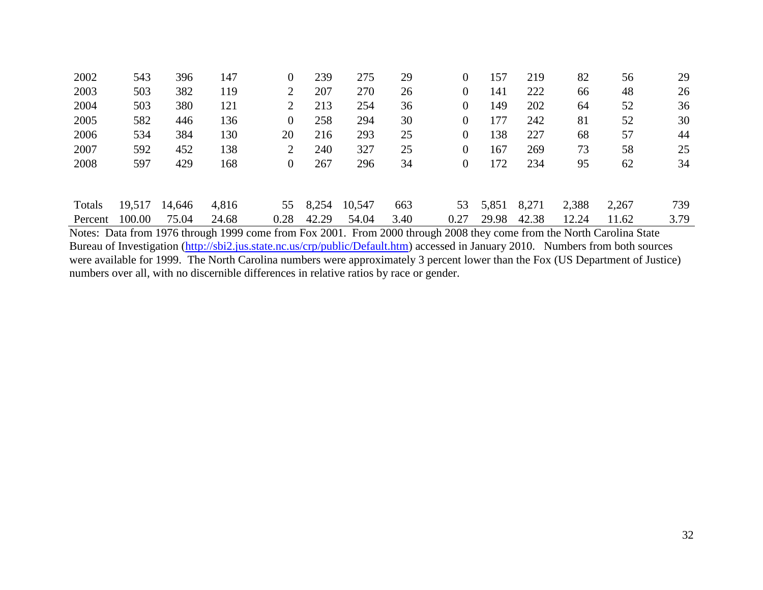| | | | | | | | | | | | | | |
|---|---|---|---|---|---|---|---|---|---|---|---|---|---|
| 2002 | 543 | 396 | 147 | 0 | 239 | 275 | 29 | 0 | 157 | 219 | 82 | 56 | 29 |
| 2003 | 503 | 382 | 119 | 2 | 207 | 270 | 26 | 0 | 141 | 222 | 66 | 48 | 26 |
| 2004 | 503 | 380 | 121 | 2 | 213 | 254 | 36 | 0 | 149 | 202 | 64 | 52 | 36 |
| 2005 | 582 | 446 | 136 | 0 | 258 | 294 | 30 | 0 | 177 | 242 | 81 | 52 | 30 |
| 2006 | 534 | 384 | 130 | 20 | 216 | 293 | 25 | 0 | 138 | 227 | 68 | 57 | 44 |
| 2007 | 592 | 452 | 138 | 2 | 240 | 327 | 25 | 0 | 167 | 269 | 73 | 58 | 25 |
| 2008 | 597 | 429 | 168 | 0 | 267 | 296 | 34 | 0 | 172 | 234 | 95 | 62 | 34 |
| | | | | | | | | | | | | | |
| Totals | 19,517 | 14,646 | 4,816 | 55 | 8,254 | 10,547 | 663 | 53 | 5,851 | 8,271 | 2,388 | 2,267 | 739 |
| Percent | 100.00 | 75.04 | 24.68 | 0.28 | 42.29 | 54.04 | 3.40 | 0.27 | 29.98 | 42.38 | 12.24 | 11.62 | 3.79 |

Notes: Data from 1976 through 1999 come from Fox 2001. From 2000 through 2008 they come from the North Carolina State Bureau of Investigation (http://sbi2.jus.state.nc.us/crp/public/Default.htm) accessed in January 2010. Numbers from both sources were available for 1999. The North Carolina numbers were approximately 3 percent lower than the Fox (US Department of Justice) numbers over all, with no discernible differences in relative ratios by race or gender.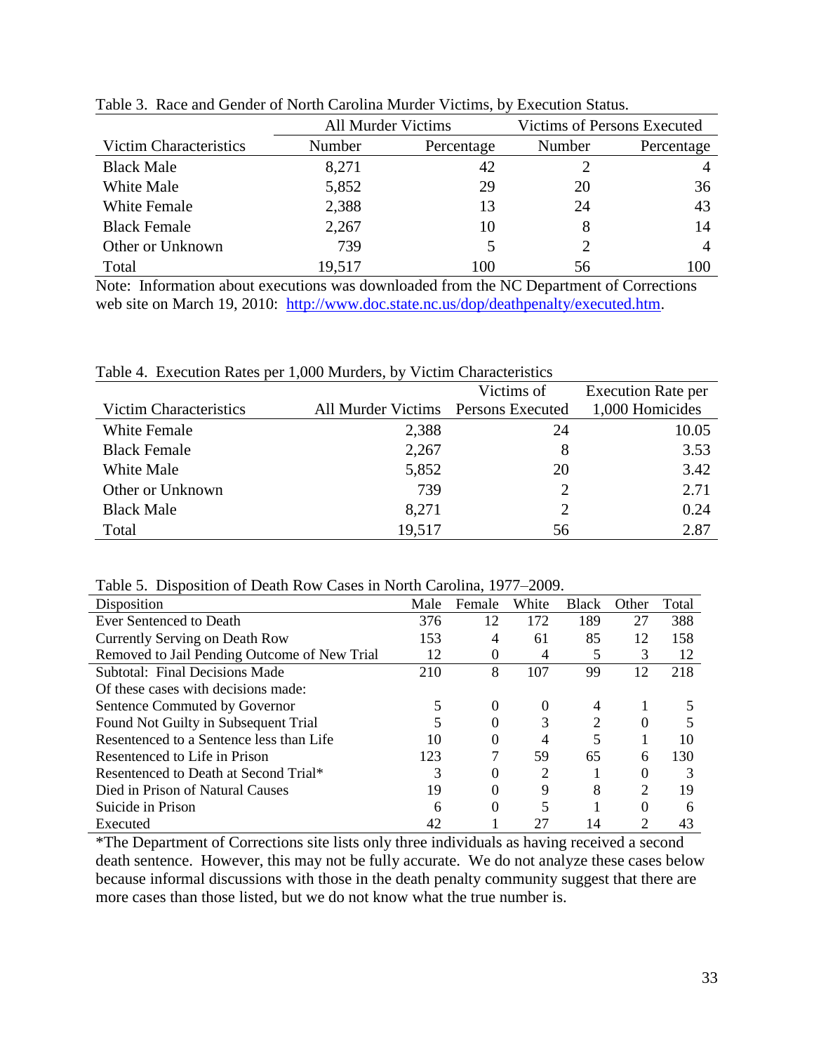Table 3. Race and Gender of North Carolina Murder Victims, by Execution Status.

| | All Murder Victims | | Victims of Persons Executed | |
|---|---|---|---|---|
| Victim Characteristics | Number | Percentage | Number | Percentage |
| Black Male | 8,271 | 42 | 2 | 4 |
| White Male | 5,852 | 29 | 20 | 36 |
| White Female | 2,388 | 13 | 24 | 43 |
| Black Female | 2,267 | 10 | 8 | 14 |
| Other or Unknown | 739 | 5 | 2 | 4 |
| Total | 19,517 | 100 | 56 | 100 |

Note: Information about executions was downloaded from the NC Department of Corrections web site on March 19, 2010: http://www.doc.state.nc.us/dop/deathpenalty/executed.htm.

Table 4. Execution Rates per 1,000 Murders, by Victim Characteristics

| Victim Characteristics | All Murder Victims | Victims of Persons Executed | Execution Rate per 1,000 Homicides |
|---|---|---|---|
| White Female | 2,388 | 24 | 10.05 |
| Black Female | 2,267 | 8 | 3.53 |
| White Male | 5,852 | 20 | 3.42 |
| Other or Unknown | 739 | 2 | 2.71 |
| Black Male | 8,271 | 2 | 0.24 |
| Total | 19,517 | 56 | 2.87 |

Table 5. Disposition of Death Row Cases in North Carolina, 1977–2009.

| Disposition | Male | Female | White | Black | Other | Total |
|---|---|---|---|---|---|---|
| Ever Sentenced to Death | 376 | 12 | 172 | 189 | 27 | 388 |
| Currently Serving on Death Row | 153 | 4 | 61 | 85 | 12 | 158 |
| Removed to Jail Pending Outcome of New Trial | 12 | 0 | 4 | 5 | 3 | 12 |
| Subtotal: Final Decisions Made | 210 | 8 | 107 | 99 | 12 | 218 |
| Of these cases with decisions made: | | | | | | |
| Sentence Commuted by Governor | 5 | 0 | 0 | 4 | 1 | 5 |
| Found Not Guilty in Subsequent Trial | 5 | 0 | 3 | 2 | 0 | 5 |
| Resentenced to a Sentence less than Life | 10 | 0 | 4 | 5 | 1 | 10 |
| Resentenced to Life in Prison | 123 | 7 | 59 | 65 | 6 | 130 |
| Resentenced to Death at Second Trial* | 3 | 0 | 2 | 1 | 0 | 3 |
| Died in Prison of Natural Causes | 19 | 0 | 9 | 8 | 2 | 19 |
| Suicide in Prison | 6 | 0 | 5 | 1 | 0 | 6 |
| Executed | 42 | 1 | 27 | 14 | 2 | 43 |

*The Department of Corrections site lists only three individuals as having received a second death sentence. However, this may not be fully accurate. We do not analyze these cases below because informal discussions with those in the death penalty community suggest that there are more cases than those listed, but we do not know what the true number is.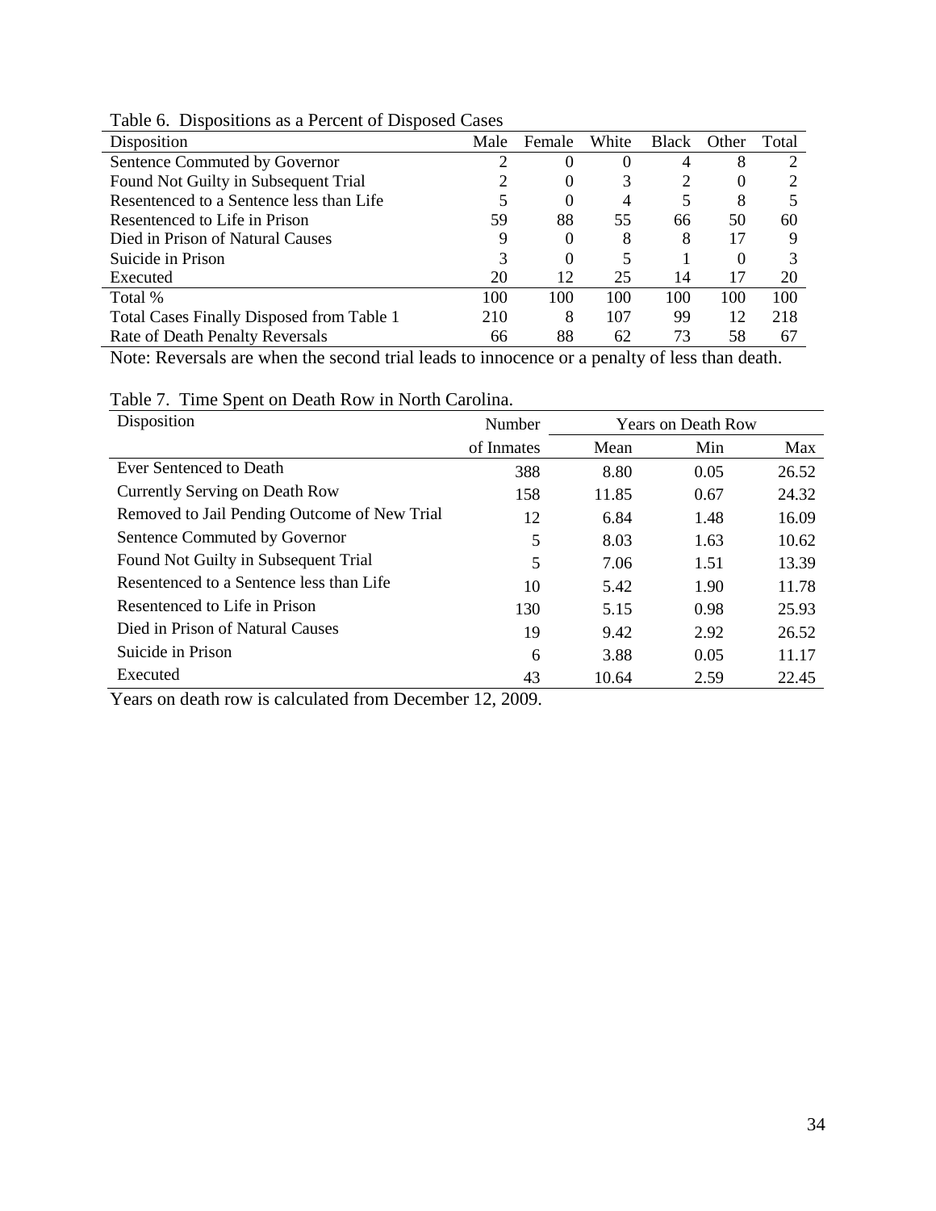Table 6. Dispositions as a Percent of Disposed Cases

| Disposition | Male | Female | White | Black | Other | Total |
|---|---|---|---|---|---|---|
| Sentence Commuted by Governor | 2 | 0 | 0 | 4 | 8 | 2 |
| Found Not Guilty in Subsequent Trial | 2 | 0 | 3 | 2 | 0 | 2 |
| Resentenced to a Sentence less than Life | 5 | 0 | 4 | 5 | 8 | 5 |
| Resentenced to Life in Prison | 59 | 88 | 55 | 66 | 50 | 60 |
| Died in Prison of Natural Causes | 9 | 0 | 8 | 8 | 17 | 9 |
| Suicide in Prison | 3 | 0 | 5 | 1 | 0 | 3 |
| Executed | 20 | 12 | 25 | 14 | 17 | 20 |
| Total % | 100 | 100 | 100 | 100 | 100 | 100 |
| Total Cases Finally Disposed from Table 1 | 210 | 8 | 107 | 99 | 12 | 218 |
| Rate of Death Penalty Reversals | 66 | 88 | 62 | 73 | 58 | 67 |

Note: Reversals are when the second trial leads to innocence or a penalty of less than death.

Table 7. Time Spent on Death Row in North Carolina.

| Disposition | Number | Years on Death Row | | |
|---|---|---|---|---|
| | of Inmates | Mean | Min | Max |
| Ever Sentenced to Death | 388 | 8.80 | 0.05 | 26.52 |
| Currently Serving on Death Row | 158 | 11.85 | 0.67 | 24.32 |
| Removed to Jail Pending Outcome of New Trial | 12 | 6.84 | 1.48 | 16.09 |
| Sentence Commuted by Governor | 5 | 8.03 | 1.63 | 10.62 |
| Found Not Guilty in Subsequent Trial | 5 | 7.06 | 1.51 | 13.39 |
| Resentenced to a Sentence less than Life | 10 | 5.42 | 1.90 | 11.78 |
| Resentenced to Life in Prison | 130 | 5.15 | 0.98 | 25.93 |
| Died in Prison of Natural Causes | 19 | 9.42 | 2.92 | 26.52 |
| Suicide in Prison | 6 | 3.88 | 0.05 | 11.17 |
| Executed | 43 | 10.64 | 2.59 | 22.45 |

Years on death row is calculated from December 12, 2009.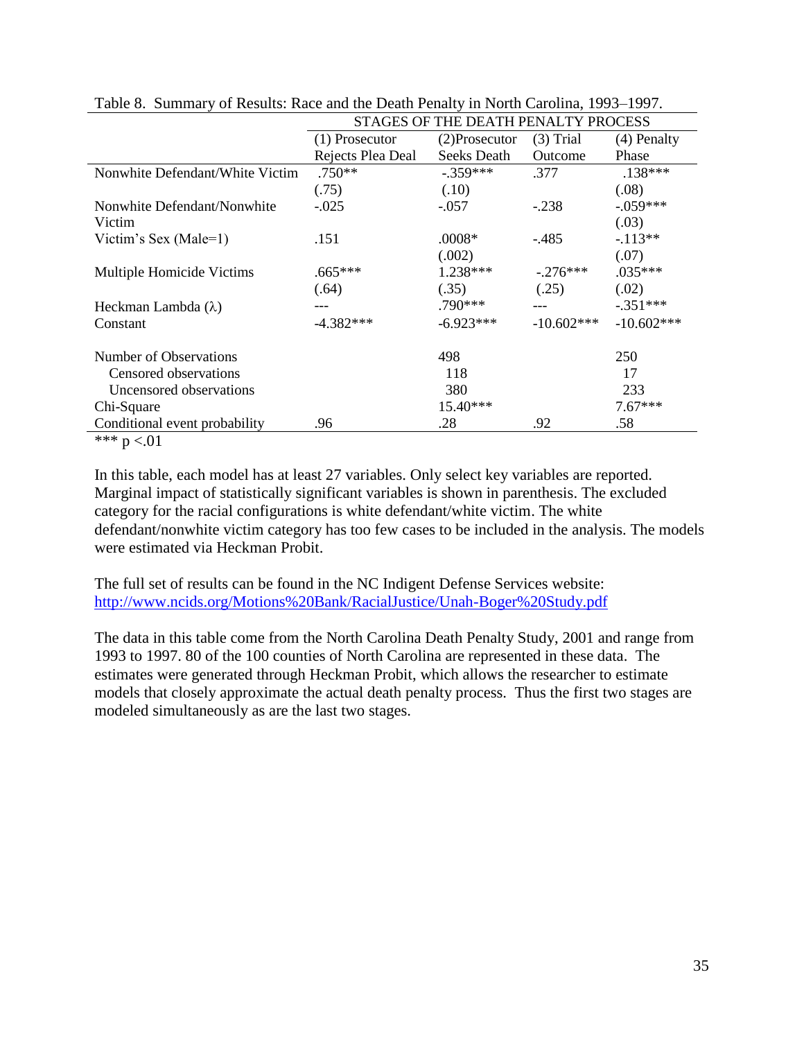Table 8. Summary of Results: Race and the Death Penalty in North Carolina, 1993–1997.

| | STAGES OF THE DEATH PENALTY PROCESS | | | |
|---|---|---|---|---|
| | (1) Prosecutor Rejects Plea Deal | (2)Prosecutor Seeks Death | (3) Trial Outcome | (4) Penalty Phase |
| Nonwhite Defendant/White Victim | .750** | -.359*** | .377 | .138*** |
| | (.75) | (.10) | | (.08) |
| Nonwhite Defendant/Nonwhite Victim | -.025 | -.057 | -.238 | -.059*** |
| | | | | (.03) |
| Victim's Sex (Male=1) | .151 | .0008* | -.485 | -.113** |
| | | (.002) | | (.07) |
| Multiple Homicide Victims | .665*** | 1.238*** | -.276*** | .035*** |
| | (.64) | (.35) | (.25) | (.02) |
| Heckman Lambda (λ) | --- | .790*** | --- | -.351*** |
| Constant | -4.382*** | -6.923*** | -10.602*** | -10.602*** |
| | | | | |
| Number of Observations | | 498 | | 250 |
| Censored observations | | 118 | | 17 |
| Uncensored observations | | 380 | | 233 |
| Chi-Square | | 15.40*** | | 7.67*** |
| Conditional event probability | .96 | .28 | .92 | .58 |

*** p <.01

In this table, each model has at least 27 variables. Only select key variables are reported. Marginal impact of statistically significant variables is shown in parenthesis. The excluded category for the racial configurations is white defendant/white victim. The white defendant/nonwhite victim category has too few cases to be included in the analysis. The models were estimated via Heckman Probit.

The full set of results can be found in the NC Indigent Defense Services website: http://www.ncids.org/Motions%20Bank/RacialJustice/Unah-Boger%20Study.pdf

The data in this table come from the North Carolina Death Penalty Study, 2001 and range from 1993 to 1997. 80 of the 100 counties of North Carolina are represented in these data. The estimates were generated through Heckman Probit, which allows the researcher to estimate models that closely approximate the actual death penalty process. Thus the first two stages are modeled simultaneously as are the last two stages.